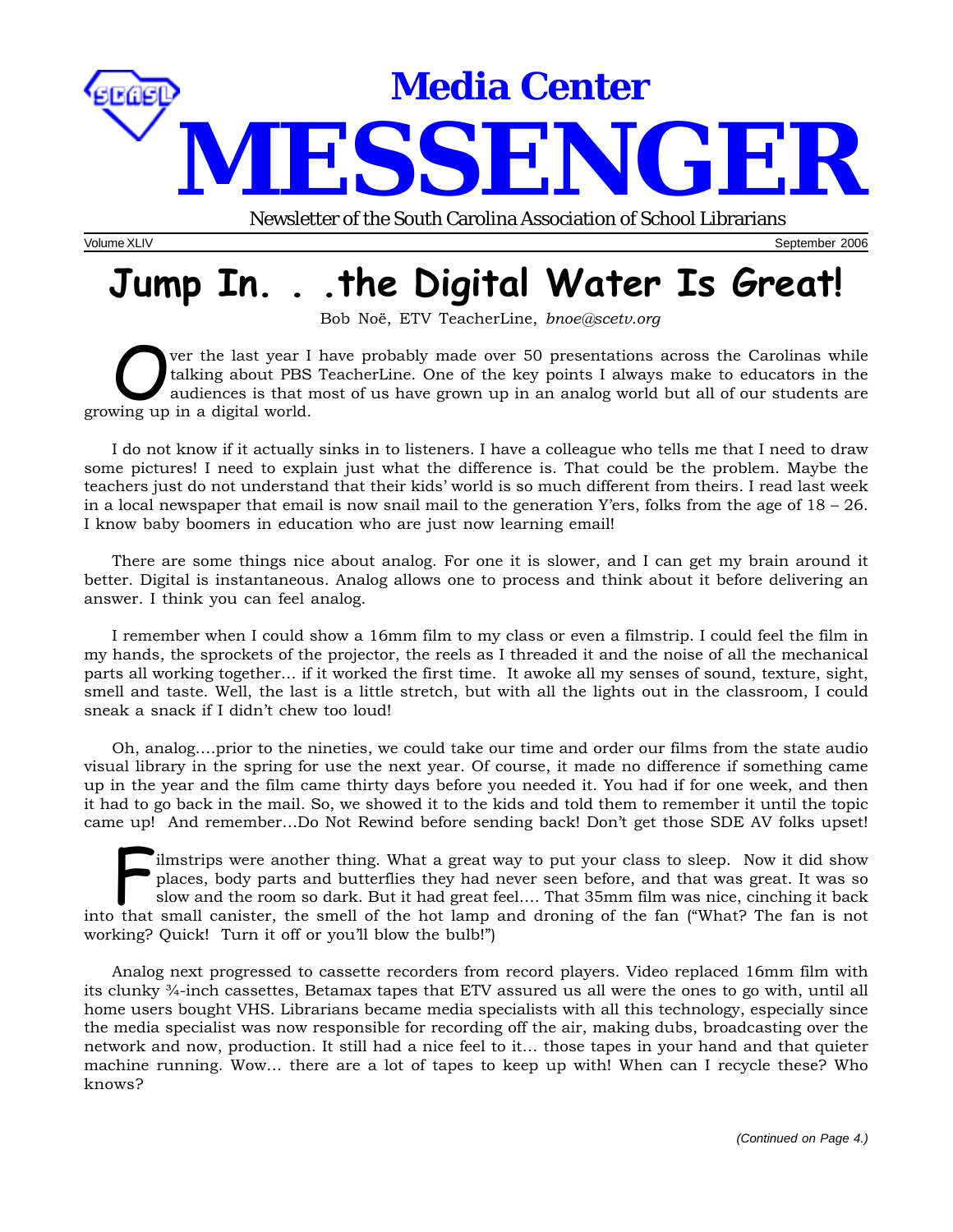# Media Center MESSENGER

Newsletter of the South Carolina Association of School Librarians

Volume XLIV September 2006

## Jump In. . .the Digital Water Is Great!

Bob Noë, ETV TeacherLine, *bnoe@scetv.org*

Over the last year I have probably made over 50 presentations across the Carolinas while talking about PBS TeacherLine. One of the key points I always make to educators in the audiences is that most of us have grown up in an analog world but all of our students are growing up in a digital world.

I do not know if it actually sinks in to listeners. I have a colleague who tells me that I need to draw some pictures! I need to explain just what the difference is. That could be the problem. Maybe the teachers just do not understand that their kids' world is so much different from theirs. I read last week in a local newspaper that email is now snail mail to the generation Y'ers, folks from the age of 18 – 26. I know baby boomers in education who are just now learning email!

There are some things nice about analog. For one it is slower, and I can get my brain around it better. Digital is instantaneous. Analog allows one to process and think about it before delivering an answer. I think you can feel analog.

I remember when I could show a 16mm film to my class or even a filmstrip. I could feel the film in my hands, the sprockets of the projector, the reels as I threaded it and the noise of all the mechanical parts all working together… if it worked the first time. It awoke all my senses of sound, texture, sight, smell and taste. Well, the last is a little stretch, but with all the lights out in the classroom, I could sneak a snack if I didn't chew too loud!

Oh, analog….prior to the nineties, we could take our time and order our films from the state audio visual library in the spring for use the next year. Of course, it made no difference if something came up in the year and the film came thirty days before you needed it. You had if for one week, and then it had to go back in the mail. So, we showed it to the kids and told them to remember it until the topic came up! And remember…Do Not Rewind before sending back! Don't get those SDE AV folks upset!

Filmstrips were another thing. What a great way to put your class to sleep. Now it did show places, body parts and butterflies they had never seen before, and that was great. It was so slow and the room so dark. But it had great feel…. That 35mm film was nice, cinching it back into that small canister, the smell of the hot lamp and droning of the fan ("What? The fan is not working? Quick! Turn it off or you'll blow the bulb!")

Analog next progressed to cassette recorders from record players. Video replaced 16mm film with its clunky ¾-inch cassettes, Betamax tapes that ETV assured us all were the ones to go with, until all home users bought VHS. Librarians became media specialists with all this technology, especially since the media specialist was now responsible for recording off the air, making dubs, broadcasting over the network and now, production. It still had a nice feel to it… those tapes in your hand and that quieter machine running. Wow… there are a lot of tapes to keep up with! When can I recycle these? Who knows?

*(Continued on Page 4.)*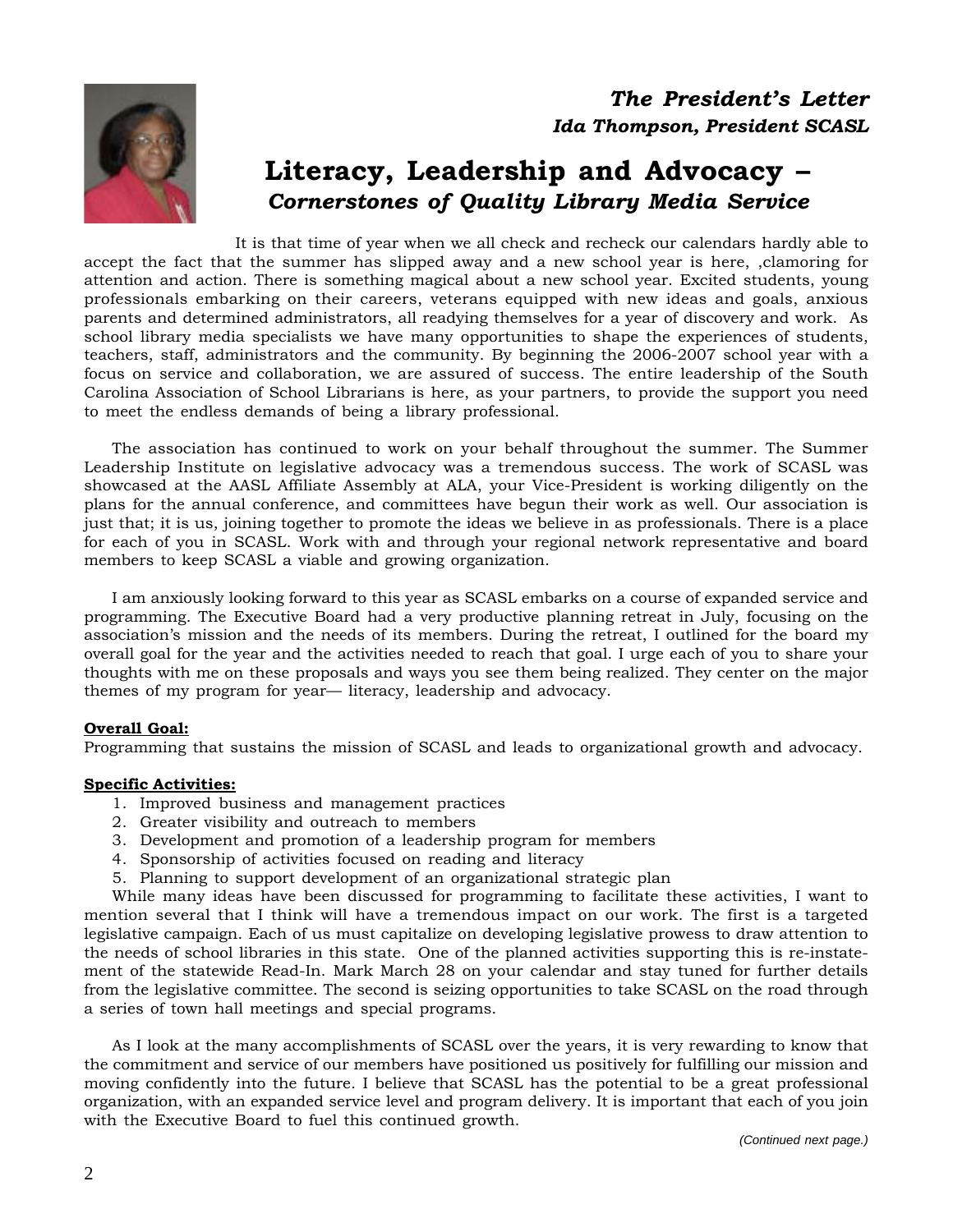*The President's Letter*

***Ida Thompson, President SCASL***

# Literacy, Leadership and Advocacy –
## *Cornerstones of Quality Library Media Service*

It is that time of year when we all check and recheck our calendars hardly able to accept the fact that the summer has slipped away and a new school year is here, ,clamoring for attention and action. There is something magical about a new school year. Excited students, young professionals embarking on their careers, veterans equipped with new ideas and goals, anxious parents and determined administrators, all readying themselves for a year of discovery and work. As school library media specialists we have many opportunities to shape the experiences of students, teachers, staff, administrators and the community. By beginning the 2006-2007 school year with a focus on service and collaboration, we are assured of success. The entire leadership of the South Carolina Association of School Librarians is here, as your partners, to provide the support you need to meet the endless demands of being a library professional.

The association has continued to work on your behalf throughout the summer. The Summer Leadership Institute on legislative advocacy was a tremendous success. The work of SCASL was showcased at the AASL Affiliate Assembly at ALA, your Vice-President is working diligently on the plans for the annual conference, and committees have begun their work as well. Our association is just that; it is us, joining together to promote the ideas we believe in as professionals. There is a place for each of you in SCASL. Work with and through your regional network representative and board members to keep SCASL a viable and growing organization.

I am anxiously looking forward to this year as SCASL embarks on a course of expanded service and programming. The Executive Board had a very productive planning retreat in July, focusing on the association's mission and the needs of its members. During the retreat, I outlined for the board my overall goal for the year and the activities needed to reach that goal. I urge each of you to share your thoughts with me on these proposals and ways you see them being realized. They center on the major themes of my program for year— literacy, leadership and advocacy.

**Overall Goal:**

Programming that sustains the mission of SCASL and leads to organizational growth and advocacy.

**Specific Activities:**

1. Improved business and management practices
2. Greater visibility and outreach to members
3. Development and promotion of a leadership program for members
4. Sponsorship of activities focused on reading and literacy
5. Planning to support development of an organizational strategic plan

While many ideas have been discussed for programming to facilitate these activities, I want to mention several that I think will have a tremendous impact on our work. The first is a targeted legislative campaign. Each of us must capitalize on developing legislative prowess to draw attention to the needs of school libraries in this state. One of the planned activities supporting this is re-instatement of the statewide Read-In. Mark March 28 on your calendar and stay tuned for further details from the legislative committee. The second is seizing opportunities to take SCASL on the road through a series of town hall meetings and special programs.

As I look at the many accomplishments of SCASL over the years, it is very rewarding to know that the commitment and service of our members have positioned us positively for fulfilling our mission and moving confidently into the future. I believe that SCASL has the potential to be a great professional organization, with an expanded service level and program delivery. It is important that each of you join with the Executive Board to fuel this continued growth.

*(Continued next page.)*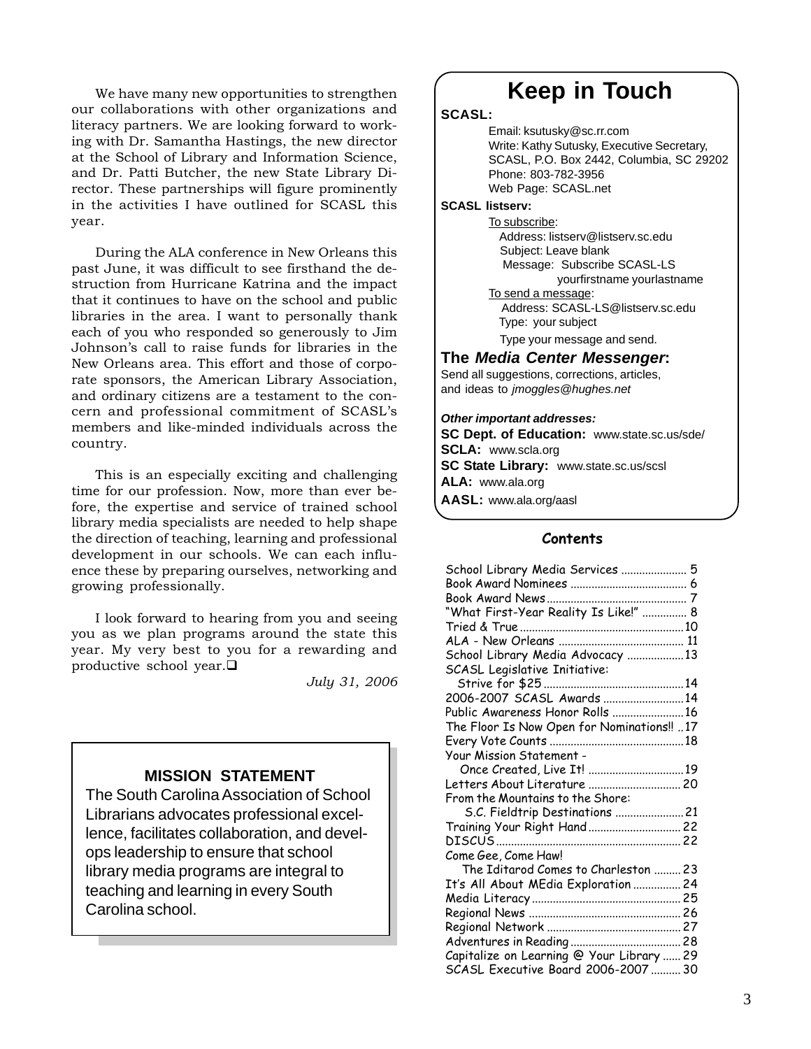We have many new opportunities to strengthen our collaborations with other organizations and literacy partners. We are looking forward to working with Dr. Samantha Hastings, the new director at the School of Library and Information Science, and Dr. Patti Butcher, the new State Library Director. These partnerships will figure prominently in the activities I have outlined for SCASL this year.

During the ALA conference in New Orleans this past June, it was difficult to see firsthand the destruction from Hurricane Katrina and the impact that it continues to have on the school and public libraries in the area. I want to personally thank each of you who responded so generously to Jim Johnson's call to raise funds for libraries in the New Orleans area. This effort and those of corporate sponsors, the American Library Association, and ordinary citizens are a testament to the concern and professional commitment of SCASL's members and like-minded individuals across the country.

This is an especially exciting and challenging time for our profession. Now, more than ever before, the expertise and service of trained school library media specialists are needed to help shape the direction of teaching, learning and professional development in our schools. We can each influence these by preparing ourselves, networking and growing professionally.

I look forward to hearing from you and seeing you as we plan programs around the state this year. My very best to you for a rewarding and productive school year.❑

*July 31, 2006*

**MISSION STATEMENT**

The South Carolina Association of School Librarians advocates professional excellence, facilitates collaboration, and develops leadership to ensure that school library media programs are integral to teaching and learning in every South Carolina school.

# Keep in Touch

**SCASL:**

Email: ksutusky@sc.rr.com
Write: Kathy Sutusky, Executive Secretary, SCASL, P.O. Box 2442, Columbia, SC 29202
Phone: 803-782-3956
Web Page: SCASL.net

**SCASL listserv:**

To subscribe:
Address: listserv@listserv.sc.edu
Subject: Leave blank
Message: Subscribe SCASL-LS yourfirstname yourlastname

To send a message:
Address: SCASL-LS@listserv.sc.edu
Type: your subject
Type your message and send.

**The *Media Center Messenger*:**

Send all suggestions, corrections, articles, and ideas to *jmoggles@hughes.net*

***Other important addresses:***

**SC Dept. of Education:** www.state.sc.us/sde/
**SCLA:** www.scla.org
**SC State Library:** www.state.sc.us/scsl
**ALA:** www.ala.org
**AASL:** www.ala.org/aasl

## Contents

School Library Media Services ..... 5
Book Award Nominees ..... 6
Book Award News ..... 7
"What First-Year Reality Is Like!" ..... 8
Tried & True ..... 10
ALA - New Orleans ..... 11
School Library Media Advocacy ..... 13
SCASL Legislative Initiative: Strive for $25 ..... 14
2006-2007 SCASL Awards ..... 14
Public Awareness Honor Rolls ..... 16
The Floor Is Now Open for Nominations!! ..... 17
Every Vote Counts ..... 18
Your Mission Statement - Once Created, Live It! ..... 19
Letters About Literature ..... 20
From the Mountains to the Shore: S.C. Fieldtrip Destinations ..... 21
Training Your Right Hand ..... 22
DISCUS ..... 22
Come Gee, Come Haw! The Iditarod Comes to Charleston ..... 23
It's All About MEdia Exploration ..... 24
Media Literacy ..... 25
Regional News ..... 26
Regional Network ..... 27
Adventures in Reading ..... 28
Capitalize on Learning @ Your Library ..... 29
SCASL Executive Board 2006-2007 ..... 30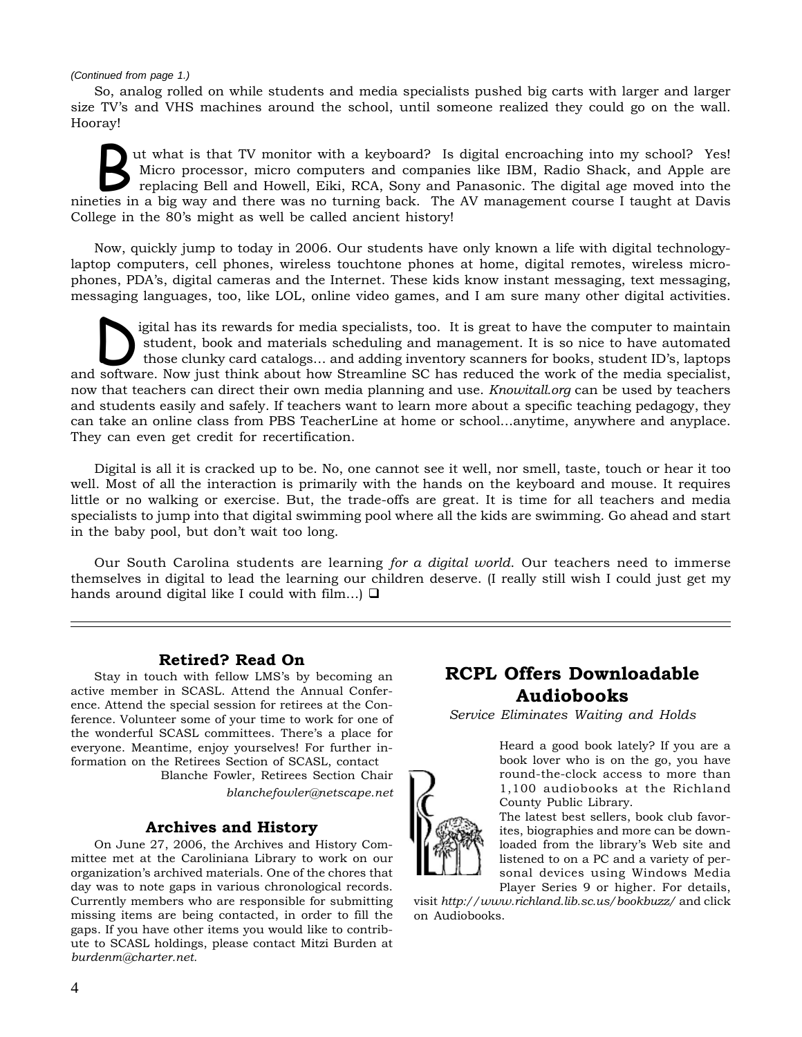*(Continued from page 1.)*

So, analog rolled on while students and media specialists pushed big carts with larger and larger size TV's and VHS machines around the school, until someone realized they could go on the wall. Hooray!

But what is that TV monitor with a keyboard? Is digital encroaching into my school? Yes! Micro processor, micro computers and companies like IBM, Radio Shack, and Apple are replacing Bell and Howell, Eiki, RCA, Sony and Panasonic. The digital age moved into the nineties in a big way and there was no turning back. The AV management course I taught at Davis College in the 80's might as well be called ancient history!

Now, quickly jump to today in 2006. Our students have only known a life with digital technology-laptop computers, cell phones, wireless touchtone phones at home, digital remotes, wireless microphones, PDA's, digital cameras and the Internet. These kids know instant messaging, text messaging, messaging languages, too, like LOL, online video games, and I am sure many other digital activities.

Digital has its rewards for media specialists, too. It is great to have the computer to maintain student, book and materials scheduling and management. It is so nice to have automated those clunky card catalogs… and adding inventory scanners for books, student ID's, laptops and software. Now just think about how Streamline SC has reduced the work of the media specialist, now that teachers can direct their own media planning and use. *Knowitall.org* can be used by teachers and students easily and safely. If teachers want to learn more about a specific teaching pedagogy, they can take an online class from PBS TeacherLine at home or school…anytime, anywhere and anyplace. They can even get credit for recertification.

Digital is all it is cracked up to be. No, one cannot see it well, nor smell, taste, touch or hear it too well. Most of all the interaction is primarily with the hands on the keyboard and mouse. It requires little or no walking or exercise. But, the trade-offs are great. It is time for all teachers and media specialists to jump into that digital swimming pool where all the kids are swimming. Go ahead and start in the baby pool, but don't wait too long.

Our South Carolina students are learning *for a digital world.* Our teachers need to immerse themselves in digital to lead the learning our children deserve. (I really still wish I could just get my hands around digital like I could with film…) ❑

---

### Retired? Read On

Stay in touch with fellow LMS's by becoming an active member in SCASL. Attend the Annual Conference. Attend the special session for retirees at the Conference. Volunteer some of your time to work for one of the wonderful SCASL committees. There's a place for everyone. Meantime, enjoy yourselves! For further information on the Retirees Section of SCASL, contact

Blanche Fowler, Retirees Section Chair
*blanchefowler@netscape.net*

### Archives and History

On June 27, 2006, the Archives and History Committee met at the Caroliniana Library to work on our organization's archived materials. One of the chores that day was to note gaps in various chronological records. Currently members who are responsible for submitting missing items are being contacted, in order to fill the gaps. If you have other items you would like to contribute to SCASL holdings, please contact Mitzi Burden at *burdenm@charter.net.*

## RCPL Offers Downloadable Audiobooks

*Service Eliminates Waiting and Holds*

Heard a good book lately? If you are a book lover who is on the go, you have round-the-clock access to more than 1,100 audiobooks at the Richland County Public Library.

The latest best sellers, book club favorites, biographies and more can be downloaded from the library's Web site and listened to on a PC and a variety of personal devices using Windows Media Player Series 9 or higher. For details, visit *http://www.richland.lib.sc.us/bookbuzz/* and click on Audiobooks.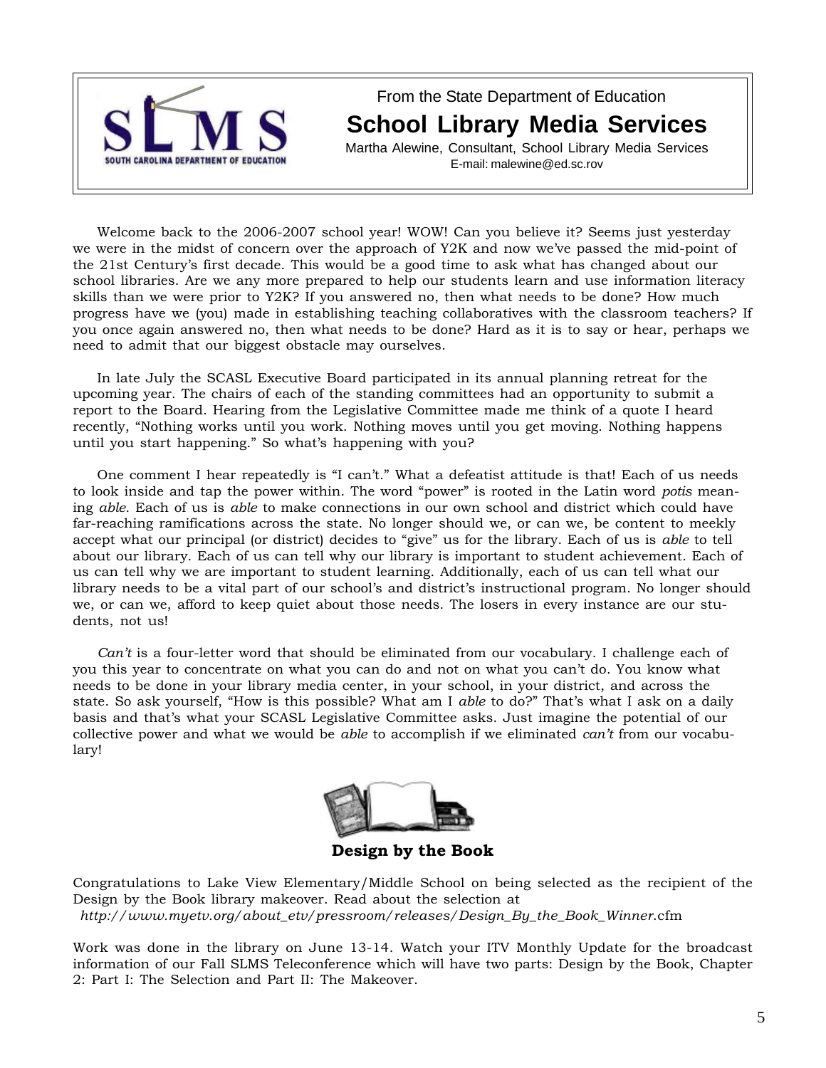From the State Department of Education

# School Library Media Services

Martha Alewine, Consultant, School Library Media Services
E-mail: malewine@ed.sc.rov

Welcome back to the 2006-2007 school year! WOW! Can you believe it? Seems just yesterday we were in the midst of concern over the approach of Y2K and now we've passed the mid-point of the 21st Century's first decade. This would be a good time to ask what has changed about our school libraries. Are we any more prepared to help our students learn and use information literacy skills than we were prior to Y2K? If you answered no, then what needs to be done? How much progress have we (you) made in establishing teaching collaboratives with the classroom teachers? If you once again answered no, then what needs to be done? Hard as it is to say or hear, perhaps we need to admit that our biggest obstacle may ourselves.

In late July the SCASL Executive Board participated in its annual planning retreat for the upcoming year. The chairs of each of the standing committees had an opportunity to submit a report to the Board. Hearing from the Legislative Committee made me think of a quote I heard recently, "Nothing works until you work. Nothing moves until you get moving. Nothing happens until you start happening." So what's happening with you?

One comment I hear repeatedly is "I can't." What a defeatist attitude is that! Each of us needs to look inside and tap the power within. The word "power" is rooted in the Latin word *potis* meaning *able*. Each of us is *able* to make connections in our own school and district which could have far-reaching ramifications across the state. No longer should we, or can we, be content to meekly accept what our principal (or district) decides to "give" us for the library. Each of us is *able* to tell about our library. Each of us can tell why our library is important to student achievement. Each of us can tell why we are important to student learning. Additionally, each of us can tell what our library needs to be a vital part of our school's and district's instructional program. No longer should we, or can we, afford to keep quiet about those needs. The losers in every instance are our students, not us!

*Can't* is a four-letter word that should be eliminated from our vocabulary. I challenge each of you this year to concentrate on what you can do and not on what you can't do. You know what needs to be done in your library media center, in your school, in your district, and across the state. So ask yourself, "How is this possible? What am I *able* to do?" That's what I ask on a daily basis and that's what your SCASL Legislative Committee asks. Just imagine the potential of our collective power and what we would be *able* to accomplish if we eliminated *can't* from our vocabulary!

## Design by the Book

Congratulations to Lake View Elementary/Middle School on being selected as the recipient of the Design by the Book library makeover. Read about the selection at *http://www.myetv.org/about_etv/pressroom/releases/Design_By_the_Book_Winner*.cfm

Work was done in the library on June 13-14. Watch your ITV Monthly Update for the broadcast information of our Fall SLMS Teleconference which will have two parts: Design by the Book, Chapter 2: Part I: The Selection and Part II: The Makeover.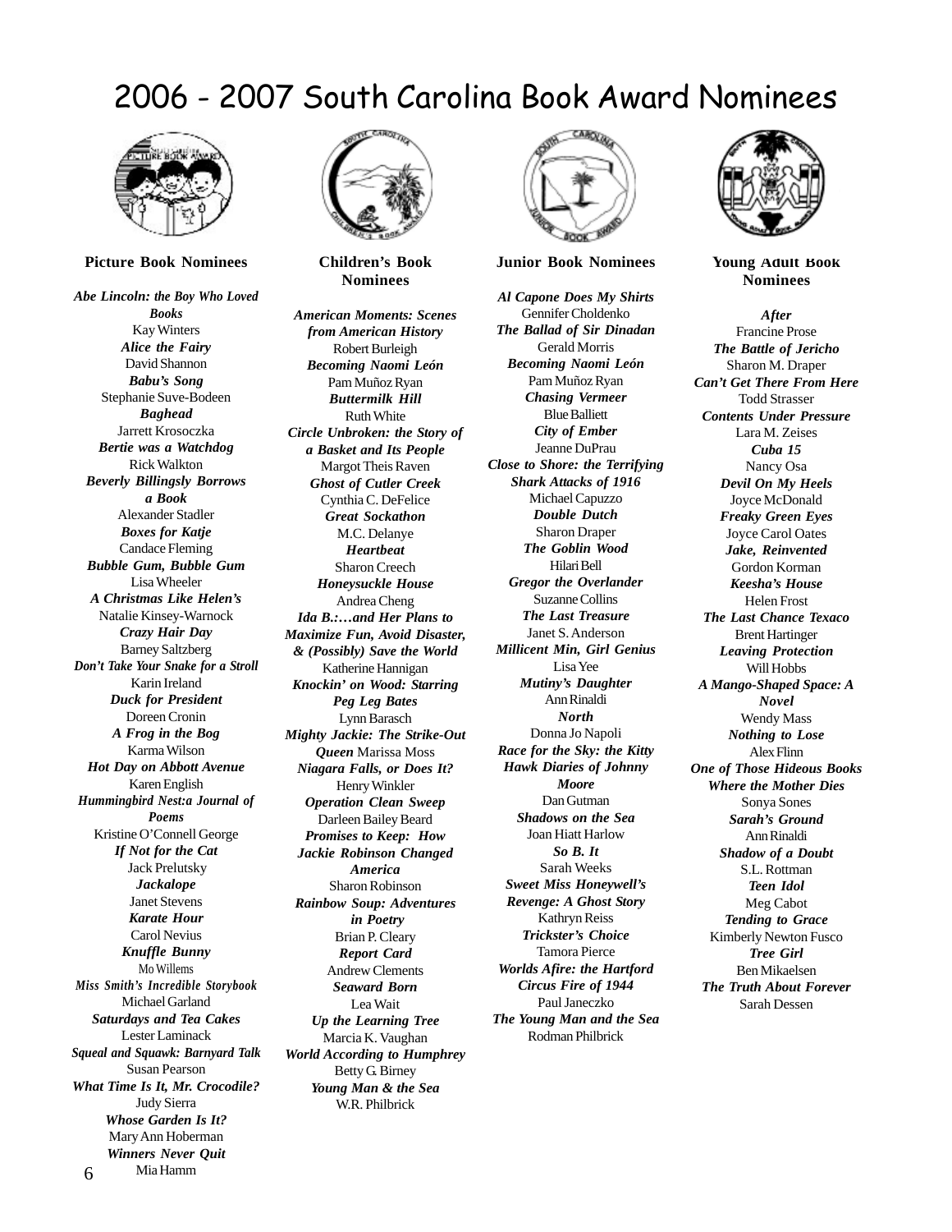# 2006 - 2007 South Carolina Book Award Nominees

## Picture Book Nominees

***Abe Lincoln: the Boy Who Loved Books***
Kay Winters
***Alice the Fairy***
David Shannon
***Babu's Song***
Stephanie Suve-Bodeen
***Baghead***
Jarrett Krosoczka
***Bertie was a Watchdog***
Rick Walkton
***Beverly Billingsly Borrows a Book***
Alexander Stadler
***Boxes for Katje***
Candace Fleming
***Bubble Gum, Bubble Gum***
Lisa Wheeler
***A Christmas Like Helen's***
Natalie Kinsey-Warnock
***Crazy Hair Day***
Barney Saltzberg
***Don't Take Your Snake for a Stroll***
Karin Ireland
***Duck for President***
Doreen Cronin
***A Frog in the Bog***
Karma Wilson
***Hot Day on Abbott Avenue***
Karen English
***Hummingbird Nest:a Journal of Poems***
Kristine O'Connell George
***If Not for the Cat***
Jack Prelutsky
***Jackalope***
Janet Stevens
***Karate Hour***
Carol Nevius
***Knuffle Bunny***
Mo Willems
***Miss Smith's Incredible Storybook***
Michael Garland
***Saturdays and Tea Cakes***
Lester Laminack
***Squeal and Squawk: Barnyard Talk***
Susan Pearson
***What Time Is It, Mr. Crocodile?***
Judy Sierra
***Whose Garden Is It?***
Mary Ann Hoberman
***Winners Never Quit***
Mia Hamm

## Children's Book Nominees

***American Moments: Scenes from American History***
Robert Burleigh
***Becoming Naomi León***
Pam Muñoz Ryan
***Buttermilk Hill***
Ruth White
***Circle Unbroken: the Story of a Basket and Its People***
Margot Theis Raven
***Ghost of Cutler Creek***
Cynthia C. DeFelice
***Great Sockathon***
M.C. Delanye
***Heartbeat***
Sharon Creech
***Honeysuckle House***
Andrea Cheng
***Ida B.:…and Her Plans to Maximize Fun, Avoid Disaster, & (Possibly) Save the World***
Katherine Hannigan
***Knockin' on Wood: Starring Peg Leg Bates***
Lynn Barasch
***Mighty Jackie: The Strike-Out Queen*** Marissa Moss
***Niagara Falls, or Does It?***
Henry Winkler
***Operation Clean Sweep***
Darleen Bailey Beard
***Promises to Keep: How Jackie Robinson Changed America***
Sharon Robinson
***Rainbow Soup: Adventures in Poetry***
Brian P. Cleary
***Report Card***
Andrew Clements
***Seaward Born***
Lea Wait
***Up the Learning Tree***
Marcia K. Vaughan
***World According to Humphrey***
Betty G. Birney
***Young Man & the Sea***
W.R. Philbrick

## Junior Book Nominees

***Al Capone Does My Shirts***
Gennifer Choldenko
***The Ballad of Sir Dinadan***
Gerald Morris
***Becoming Naomi León***
Pam Muñoz Ryan
***Chasing Vermeer***
Blue Balliett
***City of Ember***
Jeanne DuPrau
***Close to Shore: the Terrifying Shark Attacks of 1916***
Michael Capuzzo
***Double Dutch***
Sharon Draper
***The Goblin Wood***
Hilari Bell
***Gregor the Overlander***
Suzanne Collins
***The Last Treasure***
Janet S. Anderson
***Millicent Min, Girl Genius***
Lisa Yee
***Mutiny's Daughter***
Ann Rinaldi
***North***
Donna Jo Napoli
***Race for the Sky: the Kitty Hawk Diaries of Johnny Moore***
Dan Gutman
***Shadows on the Sea***
Joan Hiatt Harlow
***So B. It***
Sarah Weeks
***Sweet Miss Honeywell's Revenge: A Ghost Story***
Kathryn Reiss
***Trickster's Choice***
Tamora Pierce
***Worlds Afire: the Hartford Circus Fire of 1944***
Paul Janeczko
***The Young Man and the Sea***
Rodman Philbrick

## Young Adult Book Nominees

***After***
Francine Prose
***The Battle of Jericho***
Sharon M. Draper
***Can't Get There From Here***
Todd Strasser
***Contents Under Pressure***
Lara M. Zeises
***Cuba 15***
Nancy Osa
***Devil On My Heels***
Joyce McDonald
***Freaky Green Eyes***
Joyce Carol Oates
***Jake, Reinvented***
Gordon Korman
***Keesha's House***
Helen Frost
***The Last Chance Texaco***
Brent Hartinger
***Leaving Protection***
Will Hobbs
***A Mango-Shaped Space: A Novel***
Wendy Mass
***Nothing to Lose***
Alex Flinn
***One of Those Hideous Books Where the Mother Dies***
Sonya Sones
***Sarah's Ground***
Ann Rinaldi
***Shadow of a Doubt***
S.L. Rottman
***Teen Idol***
Meg Cabot
***Tending to Grace***
Kimberly Newton Fusco
***Tree Girl***
Ben Mikaelsen
***The Truth About Forever***
Sarah Dessen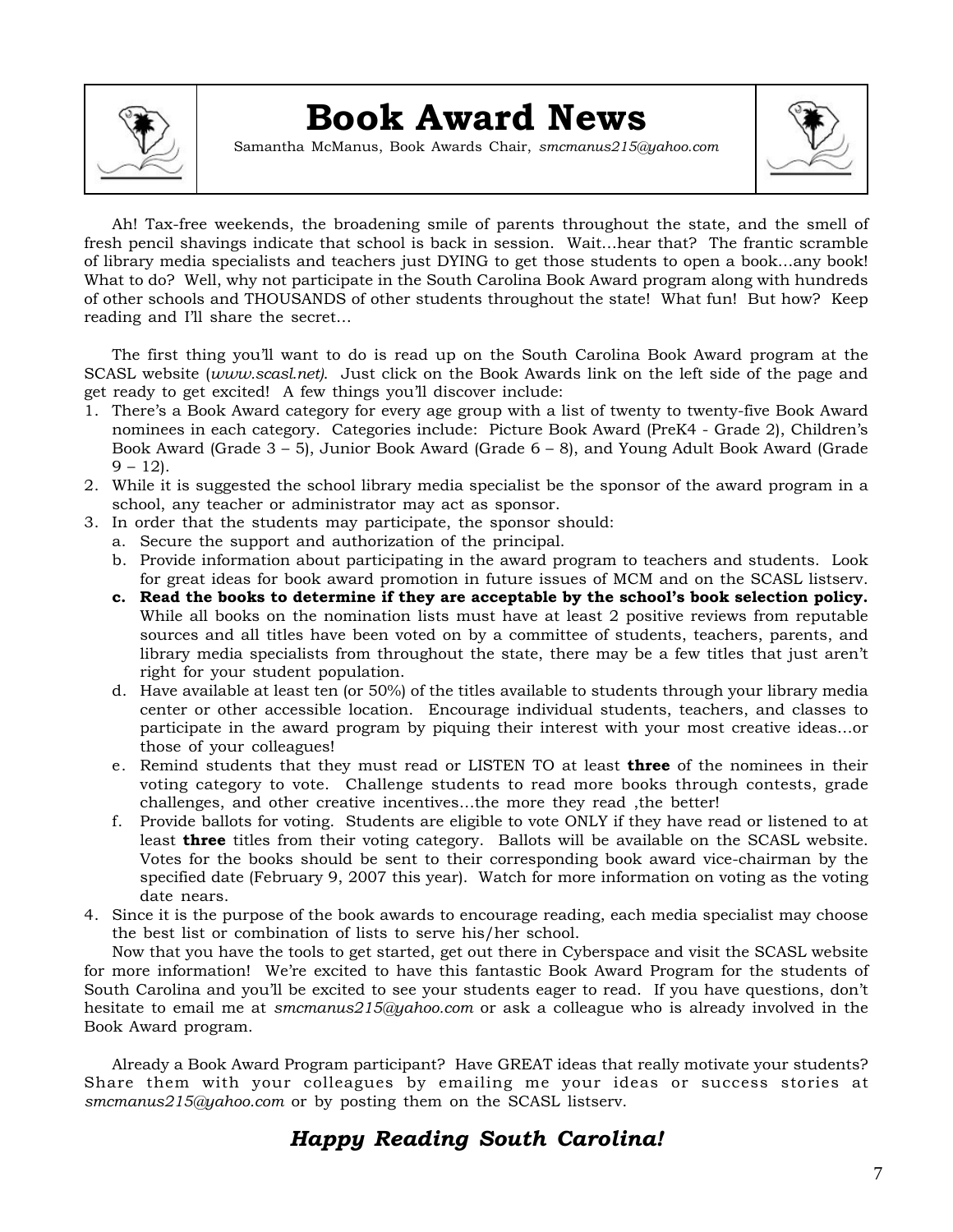# Book Award News

Samantha McManus, Book Awards Chair, *smcmanus215@yahoo.com*

Ah! Tax-free weekends, the broadening smile of parents throughout the state, and the smell of fresh pencil shavings indicate that school is back in session. Wait…hear that? The frantic scramble of library media specialists and teachers just DYING to get those students to open a book…any book! What to do? Well, why not participate in the South Carolina Book Award program along with hundreds of other schools and THOUSANDS of other students throughout the state! What fun! But how? Keep reading and I'll share the secret…

The first thing you'll want to do is read up on the South Carolina Book Award program at the SCASL website (*www.scasl.net*). Just click on the Book Awards link on the left side of the page and get ready to get excited! A few things you'll discover include:

1. There's a Book Award category for every age group with a list of twenty to twenty-five Book Award nominees in each category. Categories include: Picture Book Award (PreK4 - Grade 2), Children's Book Award (Grade 3 – 5), Junior Book Award (Grade 6 – 8), and Young Adult Book Award (Grade 9 – 12).
2. While it is suggested the school library media specialist be the sponsor of the award program in a school, any teacher or administrator may act as sponsor.
3. In order that the students may participate, the sponsor should:
   a. Secure the support and authorization of the principal.
   b. Provide information about participating in the award program to teachers and students. Look for great ideas for book award promotion in future issues of MCM and on the SCASL listserv.
   c. **Read the books to determine if they are acceptable by the school's book selection policy.** While all books on the nomination lists must have at least 2 positive reviews from reputable sources and all titles have been voted on by a committee of students, teachers, parents, and library media specialists from throughout the state, there may be a few titles that just aren't right for your student population.
   d. Have available at least ten (or 50%) of the titles available to students through your library media center or other accessible location. Encourage individual students, teachers, and classes to participate in the award program by piquing their interest with your most creative ideas…or those of your colleagues!
   e. Remind students that they must read or LISTEN TO at least **three** of the nominees in their voting category to vote. Challenge students to read more books through contests, grade challenges, and other creative incentives…the more they read ,the better!
   f. Provide ballots for voting. Students are eligible to vote ONLY if they have read or listened to at least **three** titles from their voting category. Ballots will be available on the SCASL website. Votes for the books should be sent to their corresponding book award vice-chairman by the specified date (February 9, 2007 this year). Watch for more information on voting as the voting date nears.
4. Since it is the purpose of the book awards to encourage reading, each media specialist may choose the best list or combination of lists to serve his/her school.

Now that you have the tools to get started, get out there in Cyberspace and visit the SCASL website for more information! We're excited to have this fantastic Book Award Program for the students of South Carolina and you'll be excited to see your students eager to read. If you have questions, don't hesitate to email me at *smcmanus215@yahoo.com* or ask a colleague who is already involved in the Book Award program.

Already a Book Award Program participant? Have GREAT ideas that really motivate your students? Share them with your colleagues by emailing me your ideas or success stories at *smcmanus215@yahoo.com* or by posting them on the SCASL listserv.

***Happy Reading South Carolina!***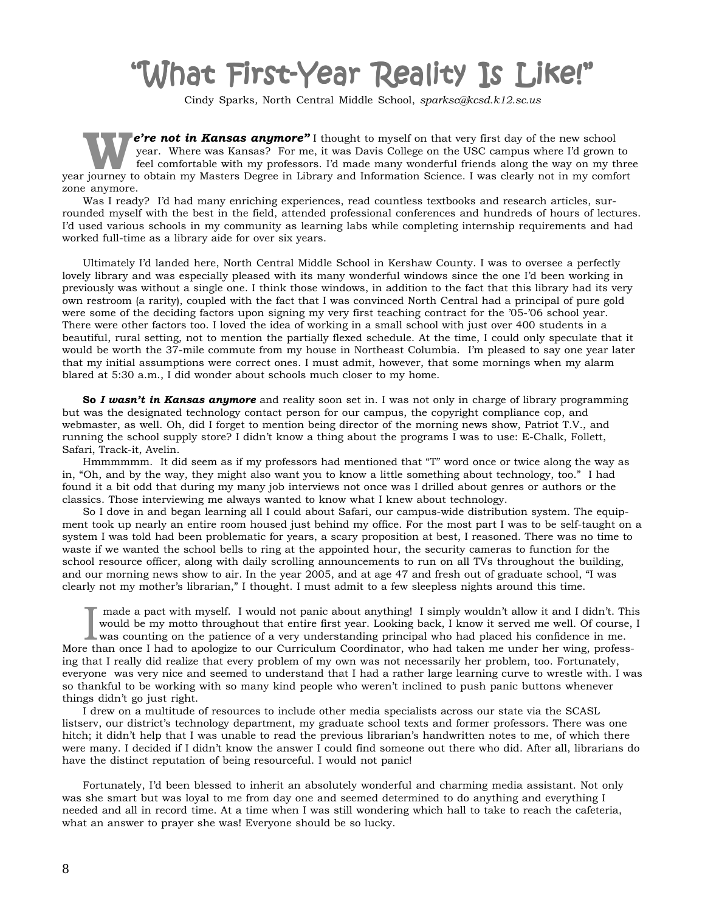# "What First-Year Reality Is Like!"

Cindy Sparks, North Central Middle School, *sparksc@kcsd.k12.sc.us*

***"We're not in Kansas anymore"*** I thought to myself on that very first day of the new school year. Where was Kansas? For me, it was Davis College on the USC campus where I'd grown to feel comfortable with my professors. I'd made many wonderful friends along the way on my three year journey to obtain my Masters Degree in Library and Information Science. I was clearly not in my comfort zone anymore.

Was I ready? I'd had many enriching experiences, read countless textbooks and research articles, surrounded myself with the best in the field, attended professional conferences and hundreds of hours of lectures. I'd used various schools in my community as learning labs while completing internship requirements and had worked full-time as a library aide for over six years.

Ultimately I'd landed here, North Central Middle School in Kershaw County. I was to oversee a perfectly lovely library and was especially pleased with its many wonderful windows since the one I'd been working in previously was without a single one. I think those windows, in addition to the fact that this library had its very own restroom (a rarity), coupled with the fact that I was convinced North Central had a principal of pure gold were some of the deciding factors upon signing my very first teaching contract for the '05-'06 school year. There were other factors too. I loved the idea of working in a small school with just over 400 students in a beautiful, rural setting, not to mention the partially flexed schedule. At the time, I could only speculate that it would be worth the 37-mile commute from my house in Northeast Columbia. I'm pleased to say one year later that my initial assumptions were correct ones. I must admit, however, that some mornings when my alarm blared at 5:30 a.m., I did wonder about schools much closer to my home.

**So *I wasn't in Kansas anymore*** and reality soon set in. I was not only in charge of library programming but was the designated technology contact person for our campus, the copyright compliance cop, and webmaster, as well. Oh, did I forget to mention being director of the morning news show, Patriot T.V., and running the school supply store? I didn't know a thing about the programs I was to use: E-Chalk, Follett, Safari, Track-it, Avelin.

Hmmmmmm. It did seem as if my professors had mentioned that "T" word once or twice along the way as in, "Oh, and by the way, they might also want you to know a little something about technology, too." I had found it a bit odd that during my many job interviews not once was I drilled about genres or authors or the classics. Those interviewing me always wanted to know what I knew about technology.

So I dove in and began learning all I could about Safari, our campus-wide distribution system. The equipment took up nearly an entire room housed just behind my office. For the most part I was to be self-taught on a system I was told had been problematic for years, a scary proposition at best, I reasoned. There was no time to waste if we wanted the school bells to ring at the appointed hour, the security cameras to function for the school resource officer, along with daily scrolling announcements to run on all TVs throughout the building, and our morning news show to air. In the year 2005, and at age 47 and fresh out of graduate school, "I was clearly not my mother's librarian," I thought. I must admit to a few sleepless nights around this time.

I made a pact with myself. I would not panic about anything! I simply wouldn't allow it and I didn't. This would be my motto throughout that entire first year. Looking back, I know it served me well. Of course, I was counting on the patience of a very understanding principal who had placed his confidence in me. More than once I had to apologize to our Curriculum Coordinator, who had taken me under her wing, professing that I really did realize that every problem of my own was not necessarily her problem, too. Fortunately, everyone was very nice and seemed to understand that I had a rather large learning curve to wrestle with. I was so thankful to be working with so many kind people who weren't inclined to push panic buttons whenever things didn't go just right.

I drew on a multitude of resources to include other media specialists across our state via the SCASL listserv, our district's technology department, my graduate school texts and former professors. There was one hitch; it didn't help that I was unable to read the previous librarian's handwritten notes to me, of which there were many. I decided if I didn't know the answer I could find someone out there who did. After all, librarians do have the distinct reputation of being resourceful. I would not panic!

Fortunately, I'd been blessed to inherit an absolutely wonderful and charming media assistant. Not only was she smart but was loyal to me from day one and seemed determined to do anything and everything I needed and all in record time. At a time when I was still wondering which hall to take to reach the cafeteria, what an answer to prayer she was! Everyone should be so lucky.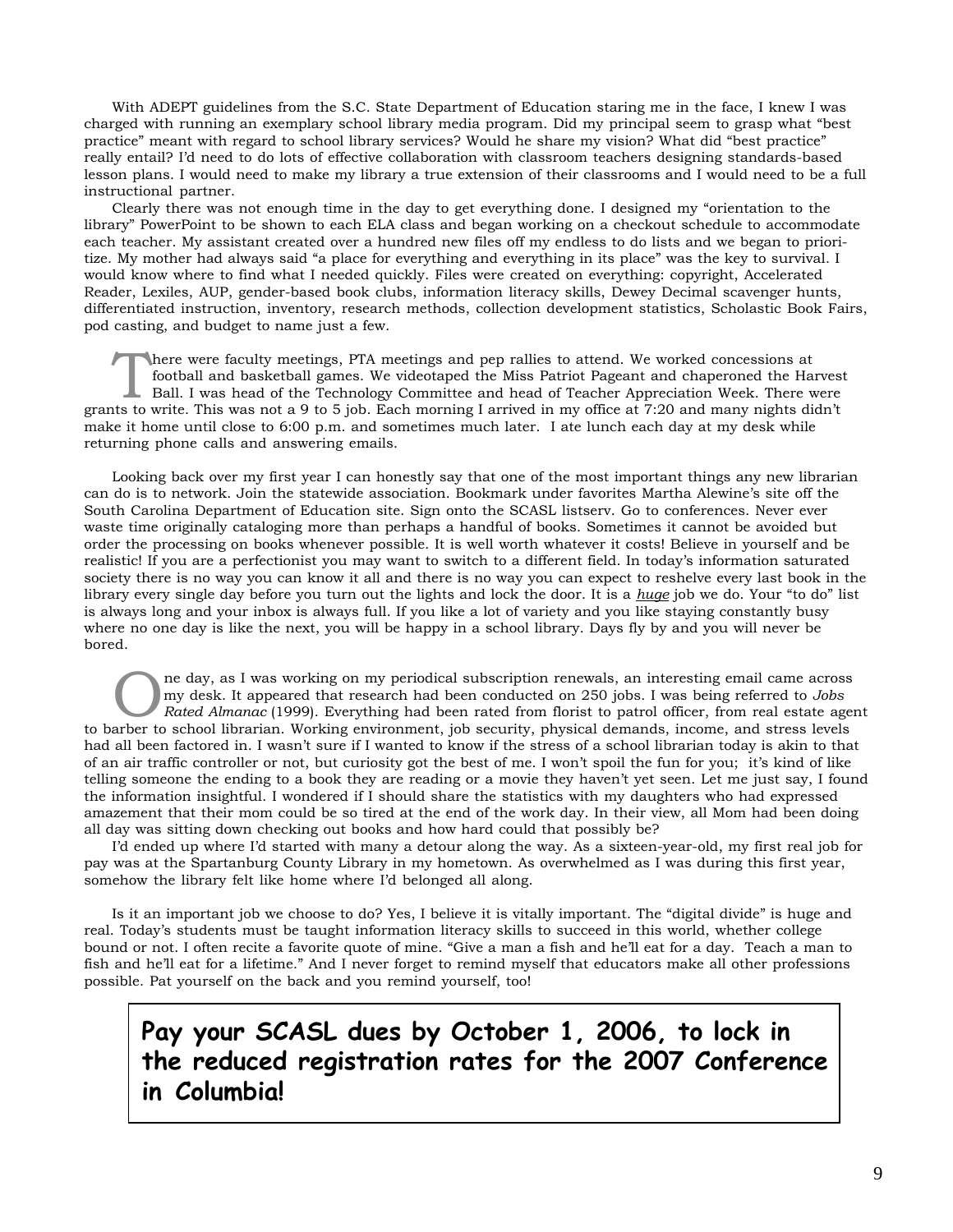With ADEPT guidelines from the S.C. State Department of Education staring me in the face, I knew I was charged with running an exemplary school library media program. Did my principal seem to grasp what "best practice" meant with regard to school library services? Would he share my vision? What did "best practice" really entail? I'd need to do lots of effective collaboration with classroom teachers designing standards-based lesson plans. I would need to make my library a true extension of their classrooms and I would need to be a full instructional partner.

Clearly there was not enough time in the day to get everything done. I designed my "orientation to the library" PowerPoint to be shown to each ELA class and began working on a checkout schedule to accommodate each teacher. My assistant created over a hundred new files off my endless to do lists and we began to prioritize. My mother had always said "a place for everything and everything in its place" was the key to survival. I would know where to find what I needed quickly. Files were created on everything: copyright, Accelerated Reader, Lexiles, AUP, gender-based book clubs, information literacy skills, Dewey Decimal scavenger hunts, differentiated instruction, inventory, research methods, collection development statistics, Scholastic Book Fairs, pod casting, and budget to name just a few.

There were faculty meetings, PTA meetings and pep rallies to attend. We worked concessions at football and basketball games. We videotaped the Miss Patriot Pageant and chaperoned the Harvest Ball. I was head of the Technology Committee and head of Teacher Appreciation Week. There were grants to write. This was not a 9 to 5 job. Each morning I arrived in my office at 7:20 and many nights didn't make it home until close to 6:00 p.m. and sometimes much later. I ate lunch each day at my desk while returning phone calls and answering emails.

Looking back over my first year I can honestly say that one of the most important things any new librarian can do is to network. Join the statewide association. Bookmark under favorites Martha Alewine's site off the South Carolina Department of Education site. Sign onto the SCASL listserv. Go to conferences. Never ever waste time originally cataloging more than perhaps a handful of books. Sometimes it cannot be avoided but order the processing on books whenever possible. It is well worth whatever it costs! Believe in yourself and be realistic! If you are a perfectionist you may want to switch to a different field. In today's information saturated society there is no way you can know it all and there is no way you can expect to reshelve every last book in the library every single day before you turn out the lights and lock the door. It is a ***huge*** job we do. Your "to do" list is always long and your inbox is always full. If you like a lot of variety and you like staying constantly busy where no one day is like the next, you will be happy in a school library. Days fly by and you will never be bored.

One day, as I was working on my periodical subscription renewals, an interesting email came across my desk. It appeared that research had been conducted on 250 jobs. I was being referred to *Jobs Rated Almanac* (1999). Everything had been rated from florist to patrol officer, from real estate agent to barber to school librarian. Working environment, job security, physical demands, income, and stress levels had all been factored in. I wasn't sure if I wanted to know if the stress of a school librarian today is akin to that of an air traffic controller or not, but curiosity got the best of me. I won't spoil the fun for you; it's kind of like telling someone the ending to a book they are reading or a movie they haven't yet seen. Let me just say, I found the information insightful. I wondered if I should share the statistics with my daughters who had expressed amazement that their mom could be so tired at the end of the work day. In their view, all Mom had been doing all day was sitting down checking out books and how hard could that possibly be?

I'd ended up where I'd started with many a detour along the way. As a sixteen-year-old, my first real job for pay was at the Spartanburg County Library in my hometown. As overwhelmed as I was during this first year, somehow the library felt like home where I'd belonged all along.

Is it an important job we choose to do? Yes, I believe it is vitally important. The "digital divide" is huge and real. Today's students must be taught information literacy skills to succeed in this world, whether college bound or not. I often recite a favorite quote of mine. "Give a man a fish and he'll eat for a day. Teach a man to fish and he'll eat for a lifetime." And I never forget to remind myself that educators make all other professions possible. Pat yourself on the back and you remind yourself, too!

**Pay your SCASL dues by October 1, 2006, to lock in the reduced registration rates for the 2007 Conference in Columbia!**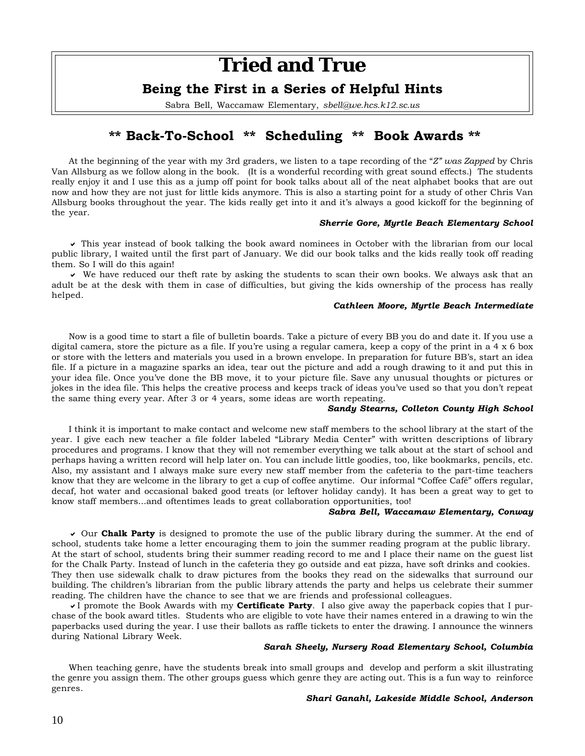# Tried and True

## Being the First in a Series of Helpful Hints

Sabra Bell, Waccamaw Elementary, *sbell@we.hcs.k12.sc.us*

## ** Back-To-School ** Scheduling ** Book Awards **

At the beginning of the year with my 3rd graders, we listen to a tape recording of the "*Z" was Zapped* by Chris Van Allsburg as we follow along in the book. (It is a wonderful recording with great sound effects.) The students really enjoy it and I use this as a jump off point for book talks about all of the neat alphabet books that are out now and how they are not just for little kids anymore. This is also a starting point for a study of other Chris Van Allsburg books throughout the year. The kids really get into it and it's always a good kickoff for the beginning of the year.

***Sherrie Gore, Myrtle Beach Elementary School***

✔ This year instead of book talking the book award nominees in October with the librarian from our local public library, I waited until the first part of January. We did our book talks and the kids really took off reading them. So I will do this again!

✔ We have reduced our theft rate by asking the students to scan their own books. We always ask that an adult be at the desk with them in case of difficulties, but giving the kids ownership of the process has really helped.

***Cathleen Moore, Myrtle Beach Intermediate***

Now is a good time to start a file of bulletin boards. Take a picture of every BB you do and date it. If you use a digital camera, store the picture as a file. If you're using a regular camera, keep a copy of the print in a 4 x 6 box or store with the letters and materials you used in a brown envelope. In preparation for future BB's, start an idea file. If a picture in a magazine sparks an idea, tear out the picture and add a rough drawing to it and put this in your idea file. Once you've done the BB move, it to your picture file. Save any unusual thoughts or pictures or jokes in the idea file. This helps the creative process and keeps track of ideas you've used so that you don't repeat the same thing every year. After 3 or 4 years, some ideas are worth repeating.

***Sandy Stearns, Colleton County High School***

I think it is important to make contact and welcome new staff members to the school library at the start of the year. I give each new teacher a file folder labeled "Library Media Center" with written descriptions of library procedures and programs. I know that they will not remember everything we talk about at the start of school and perhaps having a written record will help later on. You can include little goodies, too, like bookmarks, pencils, etc. Also, my assistant and I always make sure every new staff member from the cafeteria to the part-time teachers know that they are welcome in the library to get a cup of coffee anytime. Our informal "Coffee Café" offers regular, decaf, hot water and occasional baked good treats (or leftover holiday candy). It has been a great way to get to know staff members...and oftentimes leads to great collaboration opportunities, too!

***Sabra Bell, Waccamaw Elementary, Conway***

✔ Our **Chalk Party** is designed to promote the use of the public library during the summer. At the end of school, students take home a letter encouraging them to join the summer reading program at the public library. At the start of school, students bring their summer reading record to me and I place their name on the guest list for the Chalk Party. Instead of lunch in the cafeteria they go outside and eat pizza, have soft drinks and cookies. They then use sidewalk chalk to draw pictures from the books they read on the sidewalks that surround our building. The children's librarian from the public library attends the party and helps us celebrate their summer reading. The children have the chance to see that we are friends and professional colleagues.

✔ I promote the Book Awards with my **Certificate Party**. I also give away the paperback copies that I purchase of the book award titles. Students who are eligible to vote have their names entered in a drawing to win the paperbacks used during the year. I use their ballots as raffle tickets to enter the drawing. I announce the winners during National Library Week.

***Sarah Sheely, Nursery Road Elementary School, Columbia***

When teaching genre, have the students break into small groups and develop and perform a skit illustrating the genre you assign them. The other groups guess which genre they are acting out. This is a fun way to reinforce genres.

***Shari Ganahl, Lakeside Middle School, Anderson***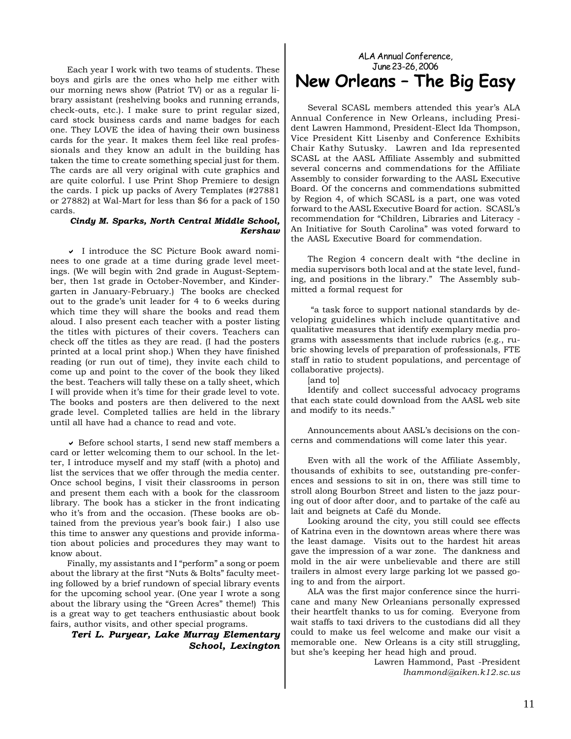Each year I work with two teams of students. These boys and girls are the ones who help me either with our morning news show (Patriot TV) or as a regular library assistant (reshelving books and running errands, check-outs, etc.). I make sure to print regular sized, card stock business cards and name badges for each one. They LOVE the idea of having their own business cards for the year. It makes them feel like real professionals and they know an adult in the building has taken the time to create something special just for them. The cards are all very original with cute graphics and are quite colorful. I use Print Shop Premiere to design the cards. I pick up packs of Avery Templates (#27881 or 27882) at Wal-Mart for less than $6 for a pack of 150 cards.

***Cindy M. Sparks, North Central Middle School, Kershaw***

✔ I introduce the SC Picture Book award nominees to one grade at a time during grade level meetings. (We will begin with 2nd grade in August-September, then 1st grade in October-November, and Kindergarten in January-February.) The books are checked out to the grade's unit leader for 4 to 6 weeks during which time they will share the books and read them aloud. I also present each teacher with a poster listing the titles with pictures of their covers. Teachers can check off the titles as they are read. (I had the posters printed at a local print shop.) When they have finished reading (or run out of time), they invite each child to come up and point to the cover of the book they liked the best. Teachers will tally these on a tally sheet, which I will provide when it's time for their grade level to vote. The books and posters are then delivered to the next grade level. Completed tallies are held in the library until all have had a chance to read and vote.

✔ Before school starts, I send new staff members a card or letter welcoming them to our school. In the letter, I introduce myself and my staff (with a photo) and list the services that we offer through the media center. Once school begins, I visit their classrooms in person and present them each with a book for the classroom library. The book has a sticker in the front indicating who it's from and the occasion. (These books are obtained from the previous year's book fair.) I also use this time to answer any questions and provide information about policies and procedures they may want to know about.

Finally, my assistants and I "perform" a song or poem about the library at the first "Nuts & Bolts" faculty meeting followed by a brief rundown of special library events for the upcoming school year. (One year I wrote a song about the library using the "Green Acres" theme!) This is a great way to get teachers enthusiastic about book fairs, author visits, and other special programs.

***Teri L. Puryear, Lake Murray Elementary School, Lexington***

ALA Annual Conference,
June 23-26, 2006

# New Orleans – The Big Easy

Several SCASL members attended this year's ALA Annual Conference in New Orleans, including President Lawren Hammond, President-Elect Ida Thompson, Vice President Kitt Lisenby and Conference Exhibits Chair Kathy Sutusky. Lawren and Ida represented SCASL at the AASL Affiliate Assembly and submitted several concerns and commendations for the Affiliate Assembly to consider forwarding to the AASL Executive Board. Of the concerns and commendations submitted by Region 4, of which SCASL is a part, one was voted forward to the AASL Executive Board for action. SCASL's recommendation for "Children, Libraries and Literacy - An Initiative for South Carolina" was voted forward to the AASL Executive Board for commendation.

The Region 4 concern dealt with "the decline in media supervisors both local and at the state level, funding, and positions in the library." The Assembly submitted a formal request for

"a task force to support national standards by developing guidelines which include quantitative and qualitative measures that identify exemplary media programs with assessments that include rubrics (e.g., rubric showing levels of preparation of professionals, FTE staff in ratio to student populations, and percentage of collaborative projects).

[and to]

Identify and collect successful advocacy programs that each state could download from the AASL web site and modify to its needs."

Announcements about AASL's decisions on the concerns and commendations will come later this year.

Even with all the work of the Affiliate Assembly, thousands of exhibits to see, outstanding pre-conferences and sessions to sit in on, there was still time to stroll along Bourbon Street and listen to the jazz pouring out of door after door, and to partake of the café au lait and beignets at Café du Monde.

Looking around the city, you still could see effects of Katrina even in the downtown areas where there was the least damage. Visits out to the hardest hit areas gave the impression of a war zone. The dankness and mold in the air were unbelievable and there are still trailers in almost every large parking lot we passed going to and from the airport.

ALA was the first major conference since the hurricane and many New Orleanians personally expressed their heartfelt thanks to us for coming. Everyone from wait staffs to taxi drivers to the custodians did all they could to make us feel welcome and make our visit a memorable one. New Orleans is a city still struggling, but she's keeping her head high and proud.

Lawren Hammond, Past -President
*lhammond@aiken.k12.sc.us*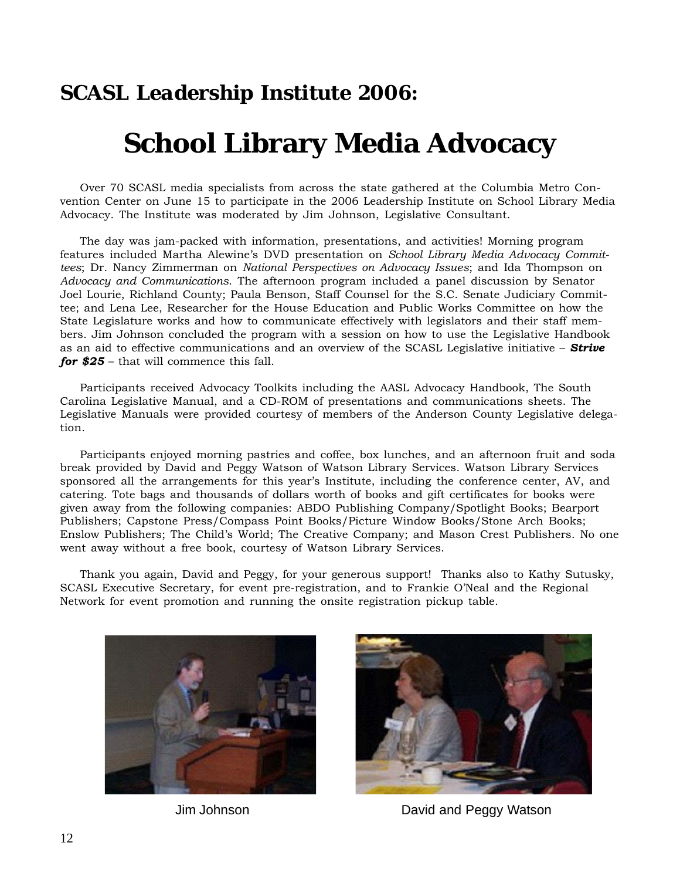## SCASL Leadership Institute 2006:

# School Library Media Advocacy

Over 70 SCASL media specialists from across the state gathered at the Columbia Metro Convention Center on June 15 to participate in the 2006 Leadership Institute on School Library Media Advocacy. The Institute was moderated by Jim Johnson, Legislative Consultant.

The day was jam-packed with information, presentations, and activities! Morning program features included Martha Alewine's DVD presentation on *School Library Media Advocacy Committees*; Dr. Nancy Zimmerman on *National Perspectives on Advocacy Issues*; and Ida Thompson on *Advocacy and Communications*. The afternoon program included a panel discussion by Senator Joel Lourie, Richland County; Paula Benson, Staff Counsel for the S.C. Senate Judiciary Committee; and Lena Lee, Researcher for the House Education and Public Works Committee on how the State Legislature works and how to communicate effectively with legislators and their staff members. Jim Johnson concluded the program with a session on how to use the Legislative Handbook as an aid to effective communications and an overview of the SCASL Legislative initiative – ***Strive for $25*** – that will commence this fall.

Participants received Advocacy Toolkits including the AASL Advocacy Handbook, The South Carolina Legislative Manual, and a CD-ROM of presentations and communications sheets. The Legislative Manuals were provided courtesy of members of the Anderson County Legislative delegation.

Participants enjoyed morning pastries and coffee, box lunches, and an afternoon fruit and soda break provided by David and Peggy Watson of Watson Library Services. Watson Library Services sponsored all the arrangements for this year's Institute, including the conference center, AV, and catering. Tote bags and thousands of dollars worth of books and gift certificates for books were given away from the following companies: ABDO Publishing Company/Spotlight Books; Bearport Publishers; Capstone Press/Compass Point Books/Picture Window Books/Stone Arch Books; Enslow Publishers; The Child's World; The Creative Company; and Mason Crest Publishers. No one went away without a free book, courtesy of Watson Library Services.

Thank you again, David and Peggy, for your generous support! Thanks also to Kathy Sutusky, SCASL Executive Secretary, for event pre-registration, and to Frankie O'Neal and the Regional Network for event promotion and running the onsite registration pickup table.

Jim Johnson

David and Peggy Watson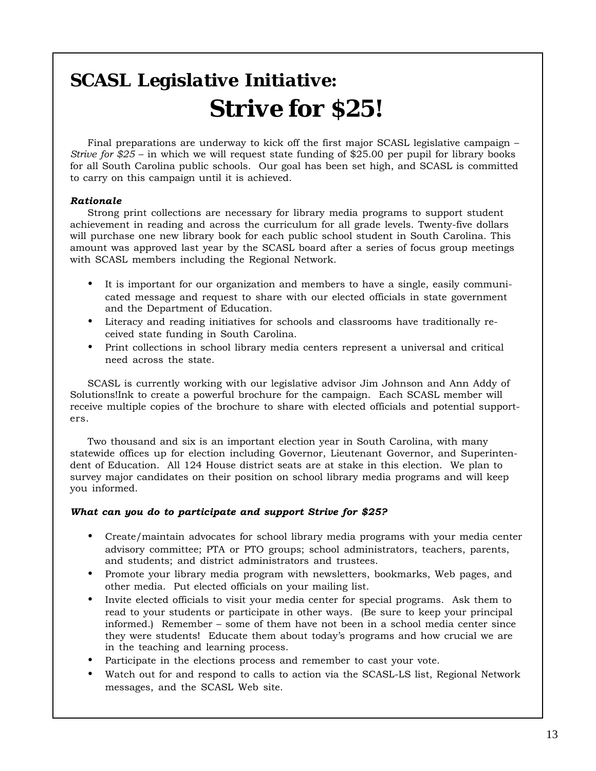# SCASL Legislative Initiative:

# Strive for $25!

Final preparations are underway to kick off the first major SCASL legislative campaign – *Strive for $25* – in which we will request state funding of $25.00 per pupil for library books for all South Carolina public schools. Our goal has been set high, and SCASL is committed to carry on this campaign until it is achieved.

***Rationale***

Strong print collections are necessary for library media programs to support student achievement in reading and across the curriculum for all grade levels. Twenty-five dollars will purchase one new library book for each public school student in South Carolina. This amount was approved last year by the SCASL board after a series of focus group meetings with SCASL members including the Regional Network.

- It is important for our organization and members to have a single, easily communicated message and request to share with our elected officials in state government and the Department of Education.
- Literacy and reading initiatives for schools and classrooms have traditionally received state funding in South Carolina.
- Print collections in school library media centers represent a universal and critical need across the state.

SCASL is currently working with our legislative advisor Jim Johnson and Ann Addy of Solutions!Ink to create a powerful brochure for the campaign. Each SCASL member will receive multiple copies of the brochure to share with elected officials and potential supporters.

Two thousand and six is an important election year in South Carolina, with many statewide offices up for election including Governor, Lieutenant Governor, and Superintendent of Education. All 124 House district seats are at stake in this election. We plan to survey major candidates on their position on school library media programs and will keep you informed.

***What can you do to participate and support Strive for $25?***

- Create/maintain advocates for school library media programs with your media center advisory committee; PTA or PTO groups; school administrators, teachers, parents, and students; and district administrators and trustees.
- Promote your library media program with newsletters, bookmarks, Web pages, and other media. Put elected officials on your mailing list.
- Invite elected officials to visit your media center for special programs. Ask them to read to your students or participate in other ways. (Be sure to keep your principal informed.) Remember – some of them have not been in a school media center since they were students! Educate them about today's programs and how crucial we are in the teaching and learning process.
- Participate in the elections process and remember to cast your vote.
- Watch out for and respond to calls to action via the SCASL-LS list, Regional Network messages, and the SCASL Web site.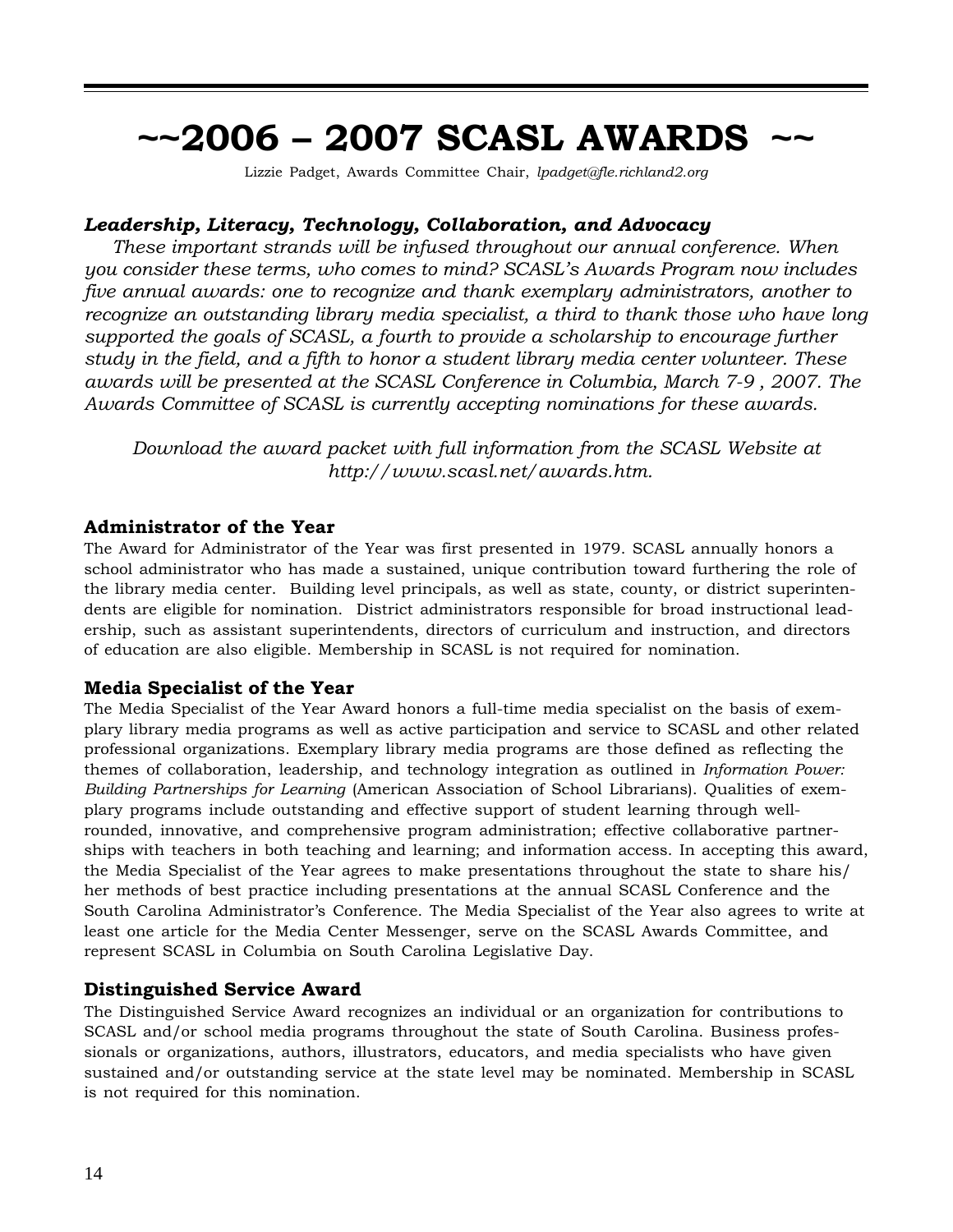# ~~2006 – 2007 SCASL AWARDS ~~

Lizzie Padget, Awards Committee Chair, *lpadget@fle.richland2.org*

***Leadership, Literacy, Technology, Collaboration, and Advocacy***

*These important strands will be infused throughout our annual conference. When you consider these terms, who comes to mind? SCASL's Awards Program now includes five annual awards: one to recognize and thank exemplary administrators, another to recognize an outstanding library media specialist, a third to thank those who have long supported the goals of SCASL, a fourth to provide a scholarship to encourage further study in the field, and a fifth to honor a student library media center volunteer. These awards will be presented at the SCASL Conference in Columbia, March 7-9 , 2007. The Awards Committee of SCASL is currently accepting nominations for these awards.*

*Download the award packet with full information from the SCASL Website at http://www.scasl.net/awards.htm.*

## Administrator of the Year

The Award for Administrator of the Year was first presented in 1979. SCASL annually honors a school administrator who has made a sustained, unique contribution toward furthering the role of the library media center. Building level principals, as well as state, county, or district superintendents are eligible for nomination. District administrators responsible for broad instructional leadership, such as assistant superintendents, directors of curriculum and instruction, and directors of education are also eligible. Membership in SCASL is not required for nomination.

## Media Specialist of the Year

The Media Specialist of the Year Award honors a full-time media specialist on the basis of exemplary library media programs as well as active participation and service to SCASL and other related professional organizations. Exemplary library media programs are those defined as reflecting the themes of collaboration, leadership, and technology integration as outlined in *Information Power: Building Partnerships for Learning* (American Association of School Librarians). Qualities of exemplary programs include outstanding and effective support of student learning through well-rounded, innovative, and comprehensive program administration; effective collaborative partnerships with teachers in both teaching and learning; and information access. In accepting this award, the Media Specialist of the Year agrees to make presentations throughout the state to share his/her methods of best practice including presentations at the annual SCASL Conference and the South Carolina Administrator's Conference. The Media Specialist of the Year also agrees to write at least one article for the Media Center Messenger, serve on the SCASL Awards Committee, and represent SCASL in Columbia on South Carolina Legislative Day.

## Distinguished Service Award

The Distinguished Service Award recognizes an individual or an organization for contributions to SCASL and/or school media programs throughout the state of South Carolina. Business professionals or organizations, authors, illustrators, educators, and media specialists who have given sustained and/or outstanding service at the state level may be nominated. Membership in SCASL is not required for this nomination.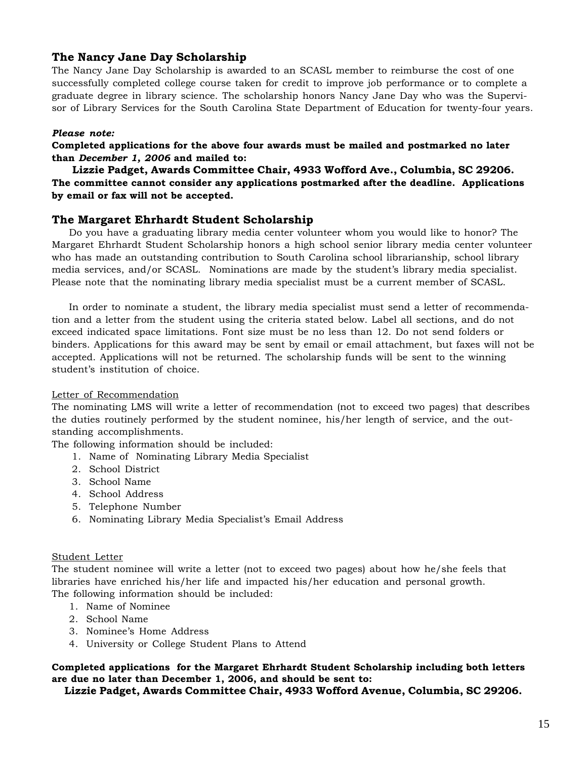## The Nancy Jane Day Scholarship

The Nancy Jane Day Scholarship is awarded to an SCASL member to reimburse the cost of one successfully completed college course taken for credit to improve job performance or to complete a graduate degree in library science. The scholarship honors Nancy Jane Day who was the Supervisor of Library Services for the South Carolina State Department of Education for twenty-four years.

***Please note:***

**Completed applications for the above four awards must be mailed and postmarked no later than *December 1, 2006* and mailed to:**

**Lizzie Padget, Awards Committee Chair, 4933 Wofford Ave., Columbia, SC 29206.**

**The committee cannot consider any applications postmarked after the deadline. Applications by email or fax will not be accepted.**

## The Margaret Ehrhardt Student Scholarship

Do you have a graduating library media center volunteer whom you would like to honor? The Margaret Ehrhardt Student Scholarship honors a high school senior library media center volunteer who has made an outstanding contribution to South Carolina school librarianship, school library media services, and/or SCASL. Nominations are made by the student's library media specialist. Please note that the nominating library media specialist must be a current member of SCASL.

In order to nominate a student, the library media specialist must send a letter of recommendation and a letter from the student using the criteria stated below. Label all sections, and do not exceed indicated space limitations. Font size must be no less than 12. Do not send folders or binders. Applications for this award may be sent by email or email attachment, but faxes will not be accepted. Applications will not be returned. The scholarship funds will be sent to the winning student's institution of choice.

<u>Letter of Recommendation</u>

The nominating LMS will write a letter of recommendation (not to exceed two pages) that describes the duties routinely performed by the student nominee, his/her length of service, and the outstanding accomplishments.

The following information should be included:

1. Name of Nominating Library Media Specialist
2. School District
3. School Name
4. School Address
5. Telephone Number
6. Nominating Library Media Specialist's Email Address

<u>Student Letter</u>

The student nominee will write a letter (not to exceed two pages) about how he/she feels that libraries have enriched his/her life and impacted his/her education and personal growth.

The following information should be included:

1. Name of Nominee
2. School Name
3. Nominee's Home Address
4. University or College Student Plans to Attend

**Completed applications for the Margaret Ehrhardt Student Scholarship including both letters are due no later than December 1, 2006, and should be sent to:**

**Lizzie Padget, Awards Committee Chair, 4933 Wofford Avenue, Columbia, SC 29206.**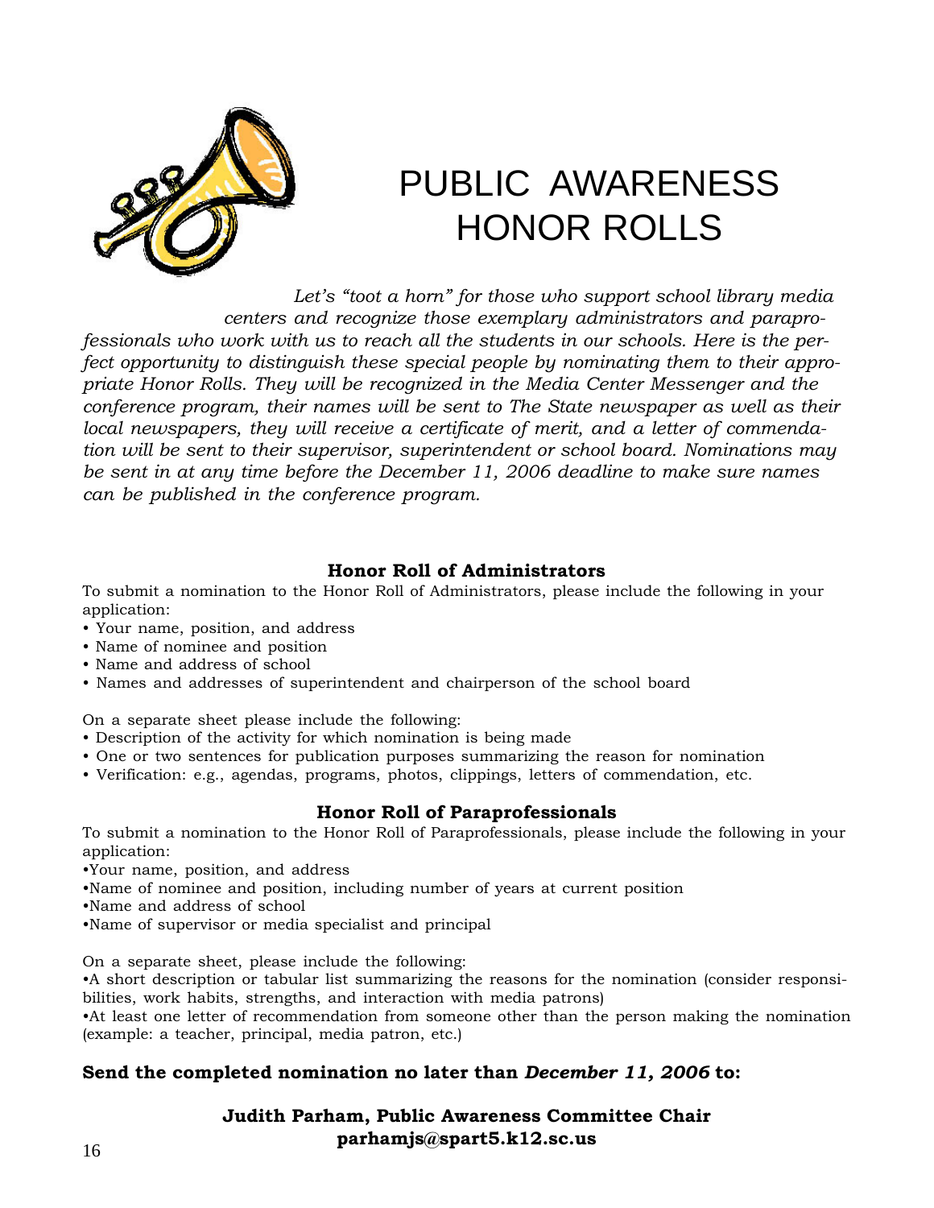# PUBLIC AWARENESS HONOR ROLLS

*Let's "toot a horn" for those who support school library media centers and recognize those exemplary administrators and paraprofessionals who work with us to reach all the students in our schools. Here is the perfect opportunity to distinguish these special people by nominating them to their appropriate Honor Rolls. They will be recognized in the Media Center Messenger and the conference program, their names will be sent to The State newspaper as well as their local newspapers, they will receive a certificate of merit, and a letter of commendation will be sent to their supervisor, superintendent or school board. Nominations may be sent in at any time before the December 11, 2006 deadline to make sure names can be published in the conference program.*

## Honor Roll of Administrators

To submit a nomination to the Honor Roll of Administrators, please include the following in your application:

- Your name, position, and address
- Name of nominee and position
- Name and address of school
- Names and addresses of superintendent and chairperson of the school board

On a separate sheet please include the following:

- Description of the activity for which nomination is being made
- One or two sentences for publication purposes summarizing the reason for nomination
- Verification: e.g., agendas, programs, photos, clippings, letters of commendation, etc.

## Honor Roll of Paraprofessionals

To submit a nomination to the Honor Roll of Paraprofessionals, please include the following in your application:

- Your name, position, and address
- Name of nominee and position, including number of years at current position
- Name and address of school
- Name of supervisor or media specialist and principal

On a separate sheet, please include the following:

- A short description or tabular list summarizing the reasons for the nomination (consider responsibilities, work habits, strengths, and interaction with media patrons)
- At least one letter of recommendation from someone other than the person making the nomination (example: a teacher, principal, media patron, etc.)

**Send the completed nomination no later than *December 11, 2006* to:**

**Judith Parham, Public Awareness Committee Chair**
**parhamjs@spart5.k12.sc.us**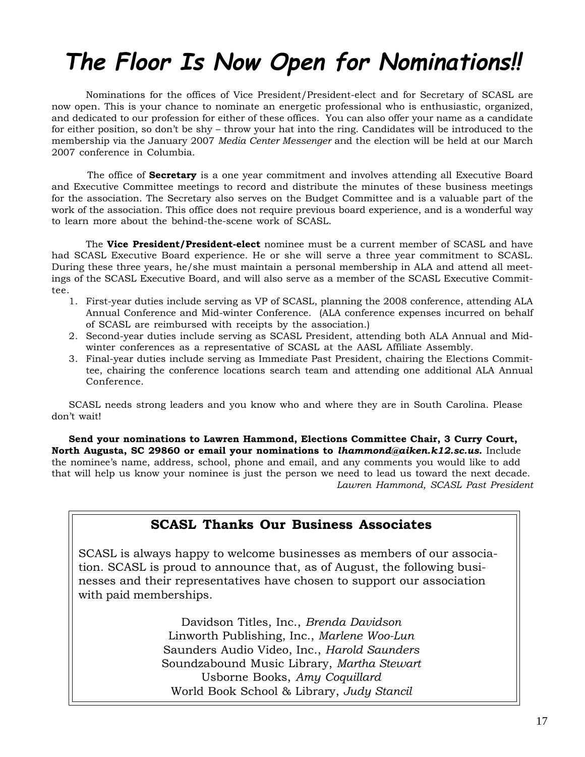# The Floor Is Now Open for Nominations!!

Nominations for the offices of Vice President/President-elect and for Secretary of SCASL are now open. This is your chance to nominate an energetic professional who is enthusiastic, organized, and dedicated to our profession for either of these offices. You can also offer your name as a candidate for either position, so don't be shy – throw your hat into the ring. Candidates will be introduced to the membership via the January 2007 *Media Center Messenger* and the election will be held at our March 2007 conference in Columbia.

The office of **Secretary** is a one year commitment and involves attending all Executive Board and Executive Committee meetings to record and distribute the minutes of these business meetings for the association. The Secretary also serves on the Budget Committee and is a valuable part of the work of the association. This office does not require previous board experience, and is a wonderful way to learn more about the behind-the-scene work of SCASL.

The **Vice President/President-elect** nominee must be a current member of SCASL and have had SCASL Executive Board experience. He or she will serve a three year commitment to SCASL. During these three years, he/she must maintain a personal membership in ALA and attend all meetings of the SCASL Executive Board, and will also serve as a member of the SCASL Executive Committee.

1. First-year duties include serving as VP of SCASL, planning the 2008 conference, attending ALA Annual Conference and Mid-winter Conference. (ALA conference expenses incurred on behalf of SCASL are reimbursed with receipts by the association.)
2. Second-year duties include serving as SCASL President, attending both ALA Annual and Mid-winter conferences as a representative of SCASL at the AASL Affiliate Assembly.
3. Final-year duties include serving as Immediate Past President, chairing the Elections Committee, chairing the conference locations search team and attending one additional ALA Annual Conference.

SCASL needs strong leaders and you know who and where they are in South Carolina. Please don't wait!

**Send your nominations to Lawren Hammond, Elections Committee Chair, 3 Curry Court, North Augusta, SC 29860 or email your nominations to *lhammond@aiken.k12.sc.us.*** Include the nominee's name, address, school, phone and email, and any comments you would like to add that will help us know your nominee is just the person we need to lead us toward the next decade.

*Lawren Hammond, SCASL Past President*

## SCASL Thanks Our Business Associates

SCASL is always happy to welcome businesses as members of our association. SCASL is proud to announce that, as of August, the following businesses and their representatives have chosen to support our association with paid memberships.

Davidson Titles, Inc., *Brenda Davidson*
Linworth Publishing, Inc., *Marlene Woo-Lun*
Saunders Audio Video, Inc., *Harold Saunders*
Soundzabound Music Library, *Martha Stewart*
Usborne Books, *Amy Coquillard*
World Book School & Library, *Judy Stancil*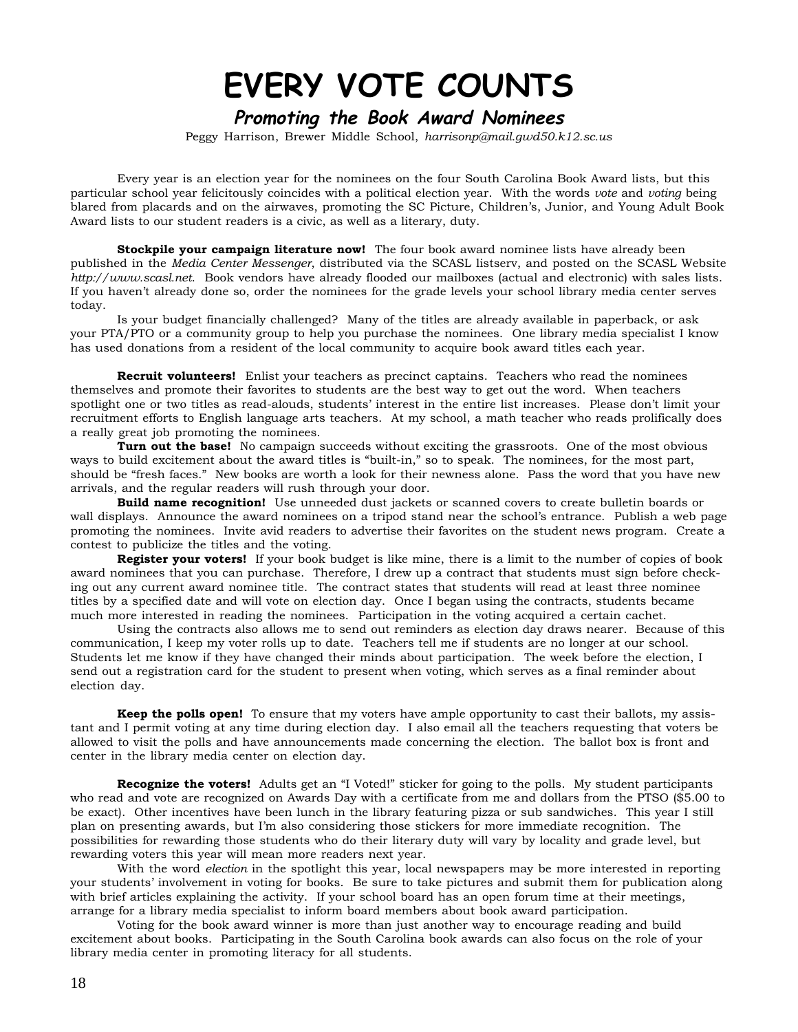# EVERY VOTE COUNTS

## *Promoting the Book Award Nominees*

Peggy Harrison, Brewer Middle School, *harrisonp@mail.gwd50.k12.sc.us*

Every year is an election year for the nominees on the four South Carolina Book Award lists, but this particular school year felicitously coincides with a political election year. With the words *vote* and *voting* being blared from placards and on the airwaves, promoting the SC Picture, Children's, Junior, and Young Adult Book Award lists to our student readers is a civic, as well as a literary, duty.

**Stockpile your campaign literature now!** The four book award nominee lists have already been published in the *Media Center Messenger*, distributed via the SCASL listserv, and posted on the SCASL Website *http://www.scasl.net*. Book vendors have already flooded our mailboxes (actual and electronic) with sales lists. If you haven't already done so, order the nominees for the grade levels your school library media center serves today.

Is your budget financially challenged? Many of the titles are already available in paperback, or ask your PTA/PTO or a community group to help you purchase the nominees. One library media specialist I know has used donations from a resident of the local community to acquire book award titles each year.

**Recruit volunteers!** Enlist your teachers as precinct captains. Teachers who read the nominees themselves and promote their favorites to students are the best way to get out the word. When teachers spotlight one or two titles as read-alouds, students' interest in the entire list increases. Please don't limit your recruitment efforts to English language arts teachers. At my school, a math teacher who reads prolifically does a really great job promoting the nominees.

**Turn out the base!** No campaign succeeds without exciting the grassroots. One of the most obvious ways to build excitement about the award titles is "built-in," so to speak. The nominees, for the most part, should be "fresh faces." New books are worth a look for their newness alone. Pass the word that you have new arrivals, and the regular readers will rush through your door.

**Build name recognition!** Use unneeded dust jackets or scanned covers to create bulletin boards or wall displays. Announce the award nominees on a tripod stand near the school's entrance. Publish a web page promoting the nominees. Invite avid readers to advertise their favorites on the student news program. Create a contest to publicize the titles and the voting.

**Register your voters!** If your book budget is like mine, there is a limit to the number of copies of book award nominees that you can purchase. Therefore, I drew up a contract that students must sign before checking out any current award nominee title. The contract states that students will read at least three nominee titles by a specified date and will vote on election day. Once I began using the contracts, students became much more interested in reading the nominees. Participation in the voting acquired a certain cachet.

Using the contracts also allows me to send out reminders as election day draws nearer. Because of this communication, I keep my voter rolls up to date. Teachers tell me if students are no longer at our school. Students let me know if they have changed their minds about participation. The week before the election, I send out a registration card for the student to present when voting, which serves as a final reminder about election day.

**Keep the polls open!** To ensure that my voters have ample opportunity to cast their ballots, my assistant and I permit voting at any time during election day. I also email all the teachers requesting that voters be allowed to visit the polls and have announcements made concerning the election. The ballot box is front and center in the library media center on election day.

**Recognize the voters!** Adults get an "I Voted!" sticker for going to the polls. My student participants who read and vote are recognized on Awards Day with a certificate from me and dollars from the PTSO ($5.00 to be exact). Other incentives have been lunch in the library featuring pizza or sub sandwiches. This year I still plan on presenting awards, but I'm also considering those stickers for more immediate recognition. The possibilities for rewarding those students who do their literary duty will vary by locality and grade level, but rewarding voters this year will mean more readers next year.

With the word *election* in the spotlight this year, local newspapers may be more interested in reporting your students' involvement in voting for books. Be sure to take pictures and submit them for publication along with brief articles explaining the activity. If your school board has an open forum time at their meetings, arrange for a library media specialist to inform board members about book award participation.

Voting for the book award winner is more than just another way to encourage reading and build excitement about books. Participating in the South Carolina book awards can also focus on the role of your library media center in promoting literacy for all students.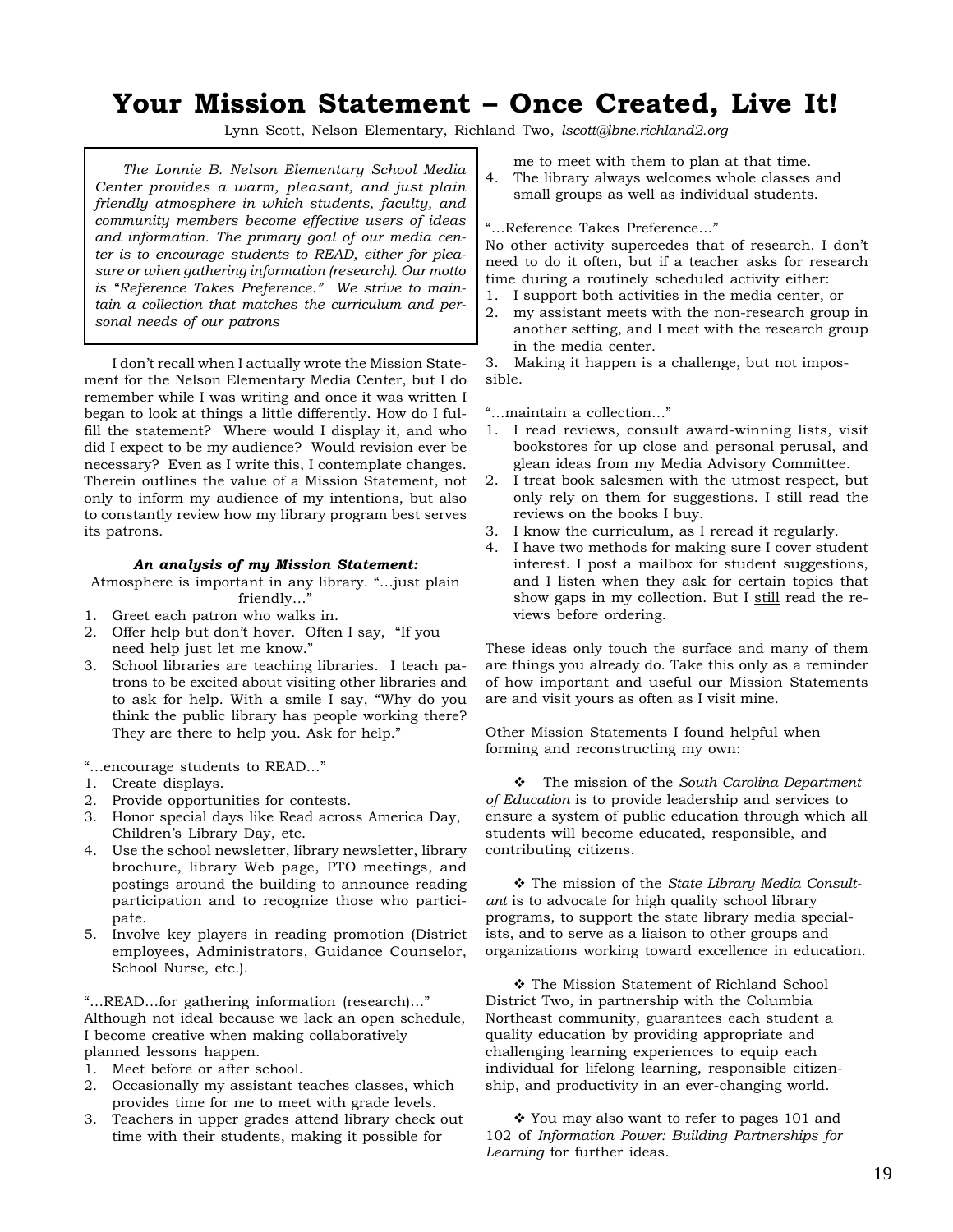# Your Mission Statement – Once Created, Live It!

Lynn Scott, Nelson Elementary, Richland Two, *lscott@lbne.richland2.org*

> *The Lonnie B. Nelson Elementary School Media Center provides a warm, pleasant, and just plain friendly atmosphere in which students, faculty, and community members become effective users of ideas and information. The primary goal of our media center is to encourage students to READ, either for pleasure or when gathering information (research). Our motto is "Reference Takes Preference." We strive to maintain a collection that matches the curriculum and personal needs of our patrons*

I don't recall when I actually wrote the Mission Statement for the Nelson Elementary Media Center, but I do remember while I was writing and once it was written I began to look at things a little differently. How do I fulfill the statement? Where would I display it, and who did I expect to be my audience? Would revision ever be necessary? Even as I write this, I contemplate changes. Therein outlines the value of a Mission Statement, not only to inform my audience of my intentions, but also to constantly review how my library program best serves its patrons.

***An analysis of my Mission Statement:***

Atmosphere is important in any library. "…just plain friendly…"

1. Greet each patron who walks in.
2. Offer help but don't hover. Often I say, "If you need help just let me know."
3. School libraries are teaching libraries. I teach patrons to be excited about visiting other libraries and to ask for help. With a smile I say, "Why do you think the public library has people working there? They are there to help you. Ask for help."

"…encourage students to READ…"

1. Create displays.
2. Provide opportunities for contests.
3. Honor special days like Read across America Day, Children's Library Day, etc.
4. Use the school newsletter, library newsletter, library brochure, library Web page, PTO meetings, and postings around the building to announce reading participation and to recognize those who participate.
5. Involve key players in reading promotion (District employees, Administrators, Guidance Counselor, School Nurse, etc.).

"…READ…for gathering information (research)…"
Although not ideal because we lack an open schedule, I become creative when making collaboratively planned lessons happen.

1. Meet before or after school.
2. Occasionally my assistant teaches classes, which provides time for me to meet with grade levels.
3. Teachers in upper grades attend library check out time with their students, making it possible for me to meet with them to plan at that time.
4. The library always welcomes whole classes and small groups as well as individual students.

"…Reference Takes Preference…"
No other activity supercedes that of research. I don't need to do it often, but if a teacher asks for research time during a routinely scheduled activity either:

1. I support both activities in the media center, or
2. my assistant meets with the non-research group in another setting, and I meet with the research group in the media center.
3. Making it happen is a challenge, but not impossible.

"…maintain a collection…"

1. I read reviews, consult award-winning lists, visit bookstores for up close and personal perusal, and glean ideas from my Media Advisory Committee.
2. I treat book salesmen with the utmost respect, but only rely on them for suggestions. I still read the reviews on the books I buy.
3. I know the curriculum, as I reread it regularly.
4. I have two methods for making sure I cover student interest. I post a mailbox for student suggestions, and I listen when they ask for certain topics that show gaps in my collection. But I <u>still</u> read the reviews before ordering.

These ideas only touch the surface and many of them are things you already do. Take this only as a reminder of how important and useful our Mission Statements are and visit yours as often as I visit mine.

Other Mission Statements I found helpful when forming and reconstructing my own:

❖ The mission of the *South Carolina Department of Education* is to provide leadership and services to ensure a system of public education through which all students will become educated, responsible, and contributing citizens.

❖ The mission of the *State Library Media Consultant* is to advocate for high quality school library programs, to support the state library media specialists, and to serve as a liaison to other groups and organizations working toward excellence in education.

❖ The Mission Statement of Richland School District Two, in partnership with the Columbia Northeast community, guarantees each student a quality education by providing appropriate and challenging learning experiences to equip each individual for lifelong learning, responsible citizenship, and productivity in an ever-changing world.

❖ You may also want to refer to pages 101 and 102 of *Information Power: Building Partnerships for Learning* for further ideas.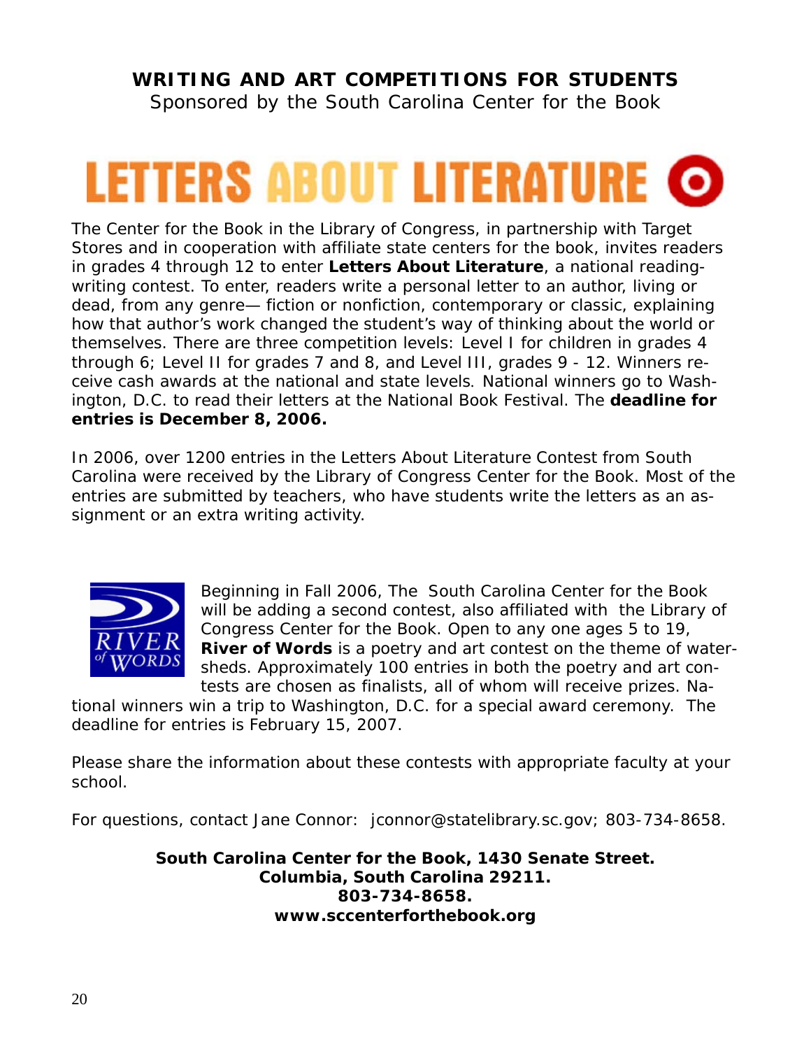# WRITING AND ART COMPETITIONS FOR STUDENTS

Sponsored by the South Carolina Center for the Book

## LETTERS ABOUT LITERATURE

The Center for the Book in the Library of Congress, in partnership with Target Stores and in cooperation with affiliate state centers for the book, invites readers in grades 4 through 12 to enter **Letters About Literature**, a national reading-writing contest. To enter, readers write a personal letter to an author, living or dead, from any genre— fiction or nonfiction, contemporary or classic, explaining how that author's work changed the student's way of thinking about the world or themselves. There are three competition levels: Level I for children in grades 4 through 6; Level II for grades 7 and 8, and Level III, grades 9 - 12. Winners receive cash awards at the national and state levels. National winners go to Washington, D.C. to read their letters at the National Book Festival. The **deadline for entries is December 8, 2006.**

In 2006, over 1200 entries in the Letters About Literature Contest from South Carolina were received by the Library of Congress Center for the Book. Most of the entries are submitted by teachers, who have students write the letters as an assignment or an extra writing activity.

Beginning in Fall 2006, The South Carolina Center for the Book will be adding a second contest, also affiliated with the Library of Congress Center for the Book. Open to any one ages 5 to 19, **River of Words** is a poetry and art contest on the theme of watersheds. Approximately 100 entries in both the poetry and art contests are chosen as finalists, all of whom will receive prizes. National winners win a trip to Washington, D.C. for a special award ceremony. The deadline for entries is February 15, 2007.

Please share the information about these contests with appropriate faculty at your school.

For questions, contact Jane Connor: jconnor@statelibrary.sc.gov; 803-734-8658.

**South Carolina Center for the Book, 1430 Senate Street.**
**Columbia, South Carolina 29211.**
**803-734-8658.**
**www.sccenterforthebook.org**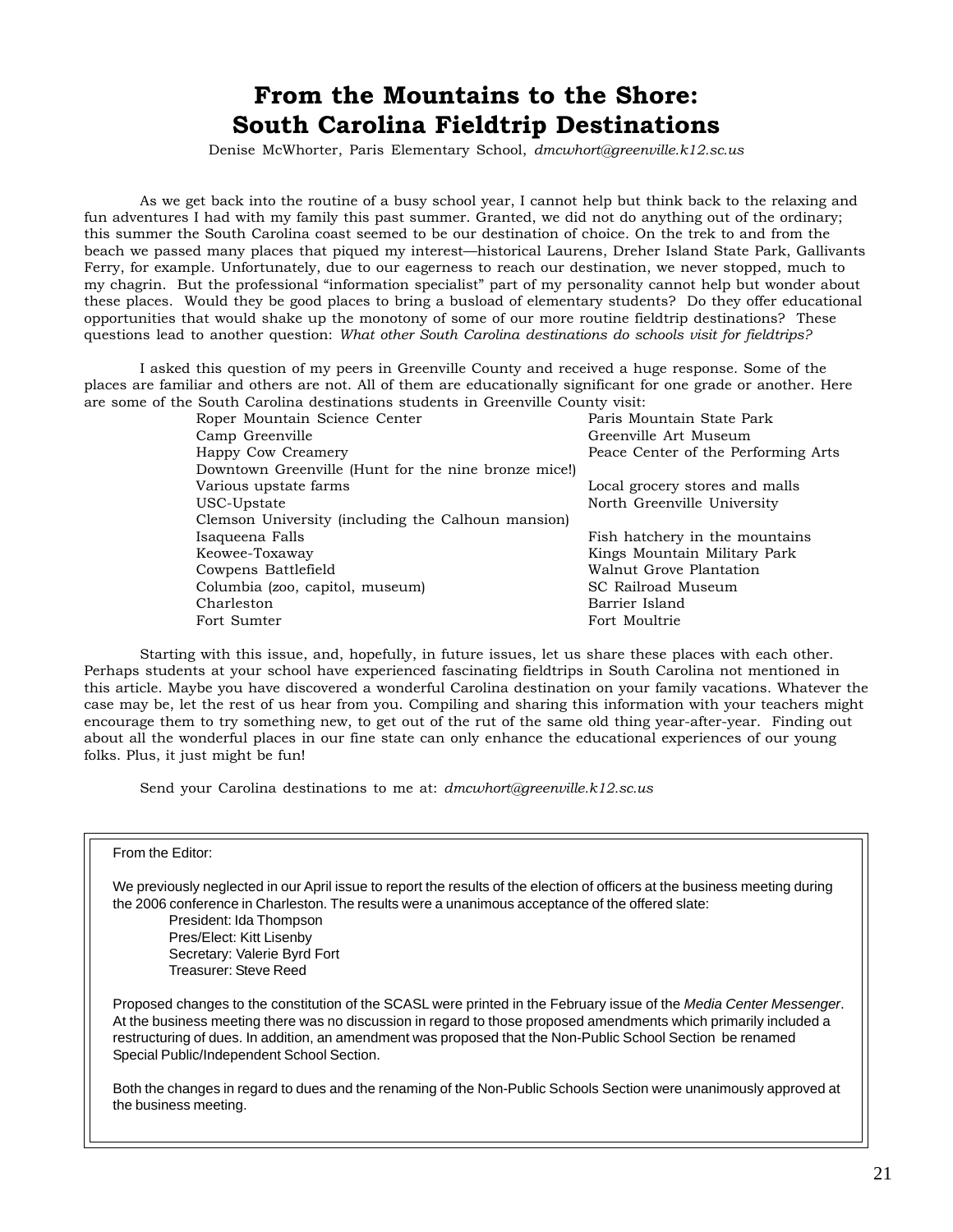# From the Mountains to the Shore: South Carolina Fieldtrip Destinations

Denise McWhorter, Paris Elementary School, *dmcwhort@greenville.k12.sc.us*

As we get back into the routine of a busy school year, I cannot help but think back to the relaxing and fun adventures I had with my family this past summer. Granted, we did not do anything out of the ordinary; this summer the South Carolina coast seemed to be our destination of choice. On the trek to and from the beach we passed many places that piqued my interest—historical Laurens, Dreher Island State Park, Gallivants Ferry, for example. Unfortunately, due to our eagerness to reach our destination, we never stopped, much to my chagrin. But the professional "information specialist" part of my personality cannot help but wonder about these places. Would they be good places to bring a busload of elementary students? Do they offer educational opportunities that would shake up the monotony of some of our more routine fieldtrip destinations? These questions lead to another question: *What other South Carolina destinations do schools visit for fieldtrips?*

I asked this question of my peers in Greenville County and received a huge response. Some of the places are familiar and others are not. All of them are educationally significant for one grade or another. Here are some of the South Carolina destinations students in Greenville County visit:

- Roper Mountain Science Center
- Camp Greenville
- Happy Cow Creamery
- Downtown Greenville (Hunt for the nine bronze mice!)
- Various upstate farms
- USC-Upstate
- Clemson University (including the Calhoun mansion)
- Isaqueena Falls
- Keowee-Toxaway
- Cowpens Battlefield
- Columbia (zoo, capitol, museum)
- Charleston
- Fort Sumter
- Paris Mountain State Park
- Greenville Art Museum
- Peace Center of the Performing Arts
- Local grocery stores and malls
- North Greenville University
- Fish hatchery in the mountains
- Kings Mountain Military Park
- Walnut Grove Plantation
- SC Railroad Museum
- Barrier Island
- Fort Moultrie

Starting with this issue, and, hopefully, in future issues, let us share these places with each other. Perhaps students at your school have experienced fascinating fieldtrips in South Carolina not mentioned in this article. Maybe you have discovered a wonderful Carolina destination on your family vacations. Whatever the case may be, let the rest of us hear from you. Compiling and sharing this information with your teachers might encourage them to try something new, to get out of the rut of the same old thing year-after-year. Finding out about all the wonderful places in our fine state can only enhance the educational experiences of our young folks. Plus, it just might be fun!

Send your Carolina destinations to me at: *dmcwhort@greenville.k12.sc.us*

---

From the Editor:

We previously neglected in our April issue to report the results of the election of officers at the business meeting during the 2006 conference in Charleston. The results were a unanimous acceptance of the offered slate:

- President: Ida Thompson
- Pres/Elect: Kitt Lisenby
- Secretary: Valerie Byrd Fort
- Treasurer: Steve Reed

Proposed changes to the constitution of the SCASL were printed in the February issue of the *Media Center Messenger*. At the business meeting there was no discussion in regard to those proposed amendments which primarily included a restructuring of dues. In addition, an amendment was proposed that the Non-Public School Section be renamed Special Public/Independent School Section.

Both the changes in regard to dues and the renaming of the Non-Public Schools Section were unanimously approved at the business meeting.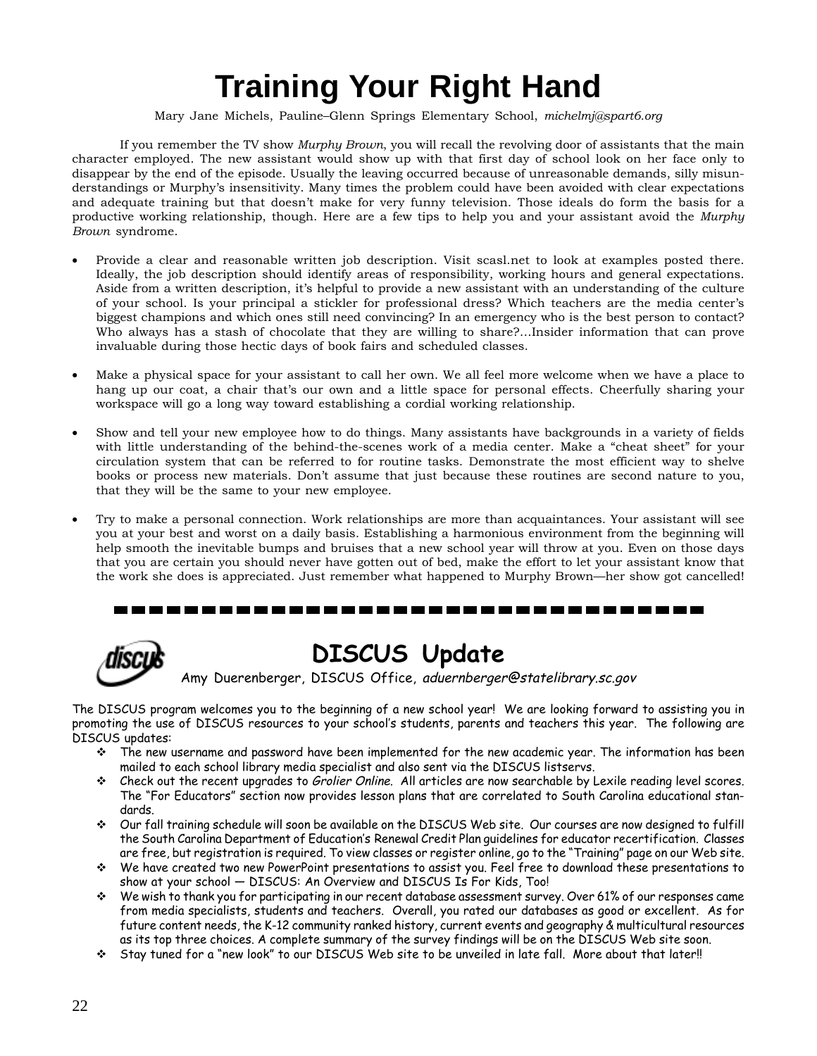# Training Your Right Hand

Mary Jane Michels, Pauline–Glenn Springs Elementary School, *michelmj@spart6.org*

If you remember the TV show *Murphy Brown*, you will recall the revolving door of assistants that the main character employed. The new assistant would show up with that first day of school look on her face only to disappear by the end of the episode. Usually the leaving occurred because of unreasonable demands, silly misunderstandings or Murphy's insensitivity. Many times the problem could have been avoided with clear expectations and adequate training but that doesn't make for very funny television. Those ideals do form the basis for a productive working relationship, though. Here are a few tips to help you and your assistant avoid the *Murphy Brown* syndrome.

- Provide a clear and reasonable written job description. Visit scasl.net to look at examples posted there. Ideally, the job description should identify areas of responsibility, working hours and general expectations. Aside from a written description, it's helpful to provide a new assistant with an understanding of the culture of your school. Is your principal a stickler for professional dress? Which teachers are the media center's biggest champions and which ones still need convincing? In an emergency who is the best person to contact? Who always has a stash of chocolate that they are willing to share?…Insider information that can prove invaluable during those hectic days of book fairs and scheduled classes.

- Make a physical space for your assistant to call her own. We all feel more welcome when we have a place to hang up our coat, a chair that's our own and a little space for personal effects. Cheerfully sharing your workspace will go a long way toward establishing a cordial working relationship.

- Show and tell your new employee how to do things. Many assistants have backgrounds in a variety of fields with little understanding of the behind-the-scenes work of a media center. Make a "cheat sheet" for your circulation system that can be referred to for routine tasks. Demonstrate the most efficient way to shelve books or process new materials. Don't assume that just because these routines are second nature to you, that they will be the same to your new employee.

- Try to make a personal connection. Work relationships are more than acquaintances. Your assistant will see you at your best and worst on a daily basis. Establishing a harmonious environment from the beginning will help smooth the inevitable bumps and bruises that a new school year will throw at you. Even on those days that you are certain you should never have gotten out of bed, make the effort to let your assistant know that the work she does is appreciated. Just remember what happened to Murphy Brown—her show got cancelled!

---

# DISCUS Update

Amy Duerenberger, DISCUS Office, *aduernberger@statelibrary.sc.gov*

The DISCUS program welcomes you to the beginning of a new school year! We are looking forward to assisting you in promoting the use of DISCUS resources to your school's students, parents and teachers this year. The following are DISCUS updates:

- The new username and password have been implemented for the new academic year. The information has been mailed to each school library media specialist and also sent via the DISCUS listservs.
- Check out the recent upgrades to *Grolier Online.* All articles are now searchable by Lexile reading level scores. The "For Educators" section now provides lesson plans that are correlated to South Carolina educational standards.
- Our fall training schedule will soon be available on the DISCUS Web site. Our courses are now designed to fulfill the South Carolina Department of Education's Renewal Credit Plan guidelines for educator recertification. Classes are free, but registration is required. To view classes or register online, go to the "Training" page on our Web site.
- We have created two new PowerPoint presentations to assist you. Feel free to download these presentations to show at your school — DISCUS: An Overview and DISCUS Is For Kids, Too!
- We wish to thank you for participating in our recent database assessment survey. Over 61% of our responses came from media specialists, students and teachers. Overall, you rated our databases as good or excellent. As for future content needs, the K-12 community ranked history, current events and geography & multicultural resources as its top three choices. A complete summary of the survey findings will be on the DISCUS Web site soon.
- Stay tuned for a "new look" to our DISCUS Web site to be unveiled in late fall. More about that later!!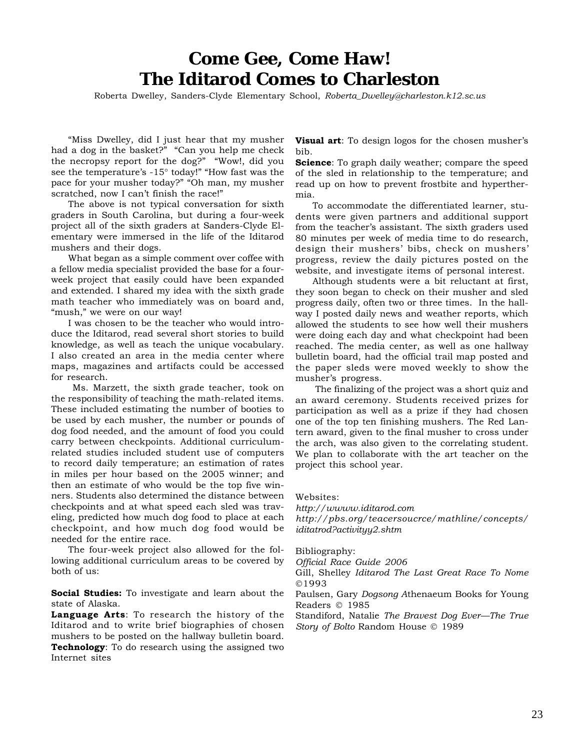# Come Gee, Come Haw! The Iditarod Comes to Charleston

Roberta Dwelley, Sanders-Clyde Elementary School, *Roberta_Dwelley@charleston.k12.sc.us*

"Miss Dwelley, did I just hear that my musher had a dog in the basket?" "Can you help me check the necropsy report for the dog?" "Wow!, did you see the temperature's -15° today!" "How fast was the pace for your musher today?" "Oh man, my musher scratched, now I can't finish the race!"

The above is not typical conversation for sixth graders in South Carolina, but during a four-week project all of the sixth graders at Sanders-Clyde Elementary were immersed in the life of the Iditarod mushers and their dogs.

What began as a simple comment over coffee with a fellow media specialist provided the base for a four-week project that easily could have been expanded and extended. I shared my idea with the sixth grade math teacher who immediately was on board and, "mush," we were on our way!

I was chosen to be the teacher who would introduce the Iditarod, read several short stories to build knowledge, as well as teach the unique vocabulary. I also created an area in the media center where maps, magazines and artifacts could be accessed for research.

Ms. Marzett, the sixth grade teacher, took on the responsibility of teaching the math-related items. These included estimating the number of booties to be used by each musher, the number or pounds of dog food needed, and the amount of food you could carry between checkpoints. Additional curriculum-related studies included student use of computers to record daily temperature; an estimation of rates in miles per hour based on the 2005 winner; and then an estimate of who would be the top five winners. Students also determined the distance between checkpoints and at what speed each sled was traveling, predicted how much dog food to place at each checkpoint, and how much dog food would be needed for the entire race.

The four-week project also allowed for the following additional curriculum areas to be covered by both of us:

**Social Studies:** To investigate and learn about the state of Alaska.

**Language Arts**: To research the history of the Iditarod and to write brief biographies of chosen mushers to be posted on the hallway bulletin board.

**Technology**: To do research using the assigned two Internet sites

**Visual art**: To design logos for the chosen musher's bib.

**Science**: To graph daily weather; compare the speed of the sled in relationship to the temperature; and read up on how to prevent frostbite and hyperthermia.

To accommodate the differentiated learner, students were given partners and additional support from the teacher's assistant. The sixth graders used 80 minutes per week of media time to do research, design their mushers' bibs, check on mushers' progress, review the daily pictures posted on the website, and investigate items of personal interest.

Although students were a bit reluctant at first, they soon began to check on their musher and sled progress daily, often two or three times. In the hallway I posted daily news and weather reports, which allowed the students to see how well their mushers were doing each day and what checkpoint had been reached. The media center, as well as one hallway bulletin board, had the official trail map posted and the paper sleds were moved weekly to show the musher's progress.

The finalizing of the project was a short quiz and an award ceremony. Students received prizes for participation as well as a prize if they had chosen one of the top ten finishing mushers. The Red Lantern award, given to the final musher to cross under the arch, was also given to the correlating student. We plan to collaborate with the art teacher on the project this school year.

Websites:

*http://wwww.iditarod.com*

*http://pbs.org/teacersoucrce/mathline/concepts/iditatrod?activityy2.shtm*

Bibliography:

*Official Race Guide 2006*

Gill, Shelley *Iditarod The Last Great Race To Nome* ©1993

Paulsen, Gary *Dogsong A*thenaeum Books for Young Readers © 1985

Standiford, Natalie *The Bravest Dog Ever—The True Story of Bolto* Random House © 1989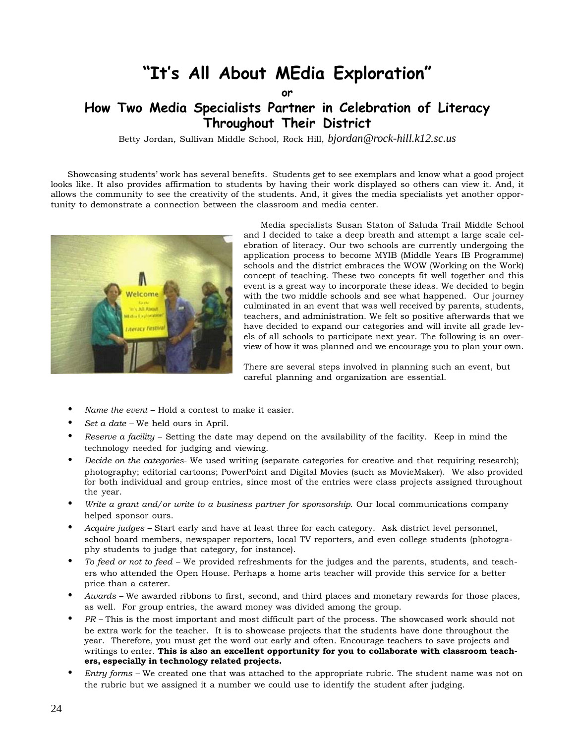# "It's All About MEdia Exploration"

**or**

## How Two Media Specialists Partner in Celebration of Literacy Throughout Their District

Betty Jordan, Sullivan Middle School, Rock Hill, *bjordan@rock-hill.k12.sc.us*

Showcasing students' work has several benefits. Students get to see exemplars and know what a good project looks like. It also provides affirmation to students by having their work displayed so others can view it. And, it allows the community to see the creativity of the students. And, it gives the media specialists yet another opportunity to demonstrate a connection between the classroom and media center.

Media specialists Susan Staton of Saluda Trail Middle School and I decided to take a deep breath and attempt a large scale celebration of literacy. Our two schools are currently undergoing the application process to become MYIB (Middle Years IB Programme) schools and the district embraces the WOW (Working on the Work) concept of teaching. These two concepts fit well together and this event is a great way to incorporate these ideas. We decided to begin with the two middle schools and see what happened. Our journey culminated in an event that was well received by parents, students, teachers, and administration. We felt so positive afterwards that we have decided to expand our categories and will invite all grade levels of all schools to participate next year. The following is an overview of how it was planned and we encourage you to plan your own.

There are several steps involved in planning such an event, but careful planning and organization are essential.

- *Name the event* – Hold a contest to make it easier.
- *Set a date* – We held ours in April.
- *Reserve a facility* – Setting the date may depend on the availability of the facility. Keep in mind the technology needed for judging and viewing.
- *Decide on the categories*- We used writing (separate categories for creative and that requiring research); photography; editorial cartoons; PowerPoint and Digital Movies (such as MovieMaker). We also provided for both individual and group entries, since most of the entries were class projects assigned throughout the year.
- *Write a grant and/or write to a business partner for sponsorship.* Our local communications company helped sponsor ours.
- *Acquire judges* – Start early and have at least three for each category. Ask district level personnel, school board members, newspaper reporters, local TV reporters, and even college students (photography students to judge that category, for instance).
- *To feed or not to feed* – We provided refreshments for the judges and the parents, students, and teachers who attended the Open House. Perhaps a home arts teacher will provide this service for a better price than a caterer.
- *Awards* – We awarded ribbons to first, second, and third places and monetary rewards for those places, as well. For group entries, the award money was divided among the group.
- *PR* – This is the most important and most difficult part of the process. The showcased work should not be extra work for the teacher. It is to showcase projects that the students have done throughout the year. Therefore, you must get the word out early and often. Encourage teachers to save projects and writings to enter. **This is also an excellent opportunity for you to collaborate with classroom teachers, especially in technology related projects.**
- *Entry forms* – We created one that was attached to the appropriate rubric. The student name was not on the rubric but we assigned it a number we could use to identify the student after judging.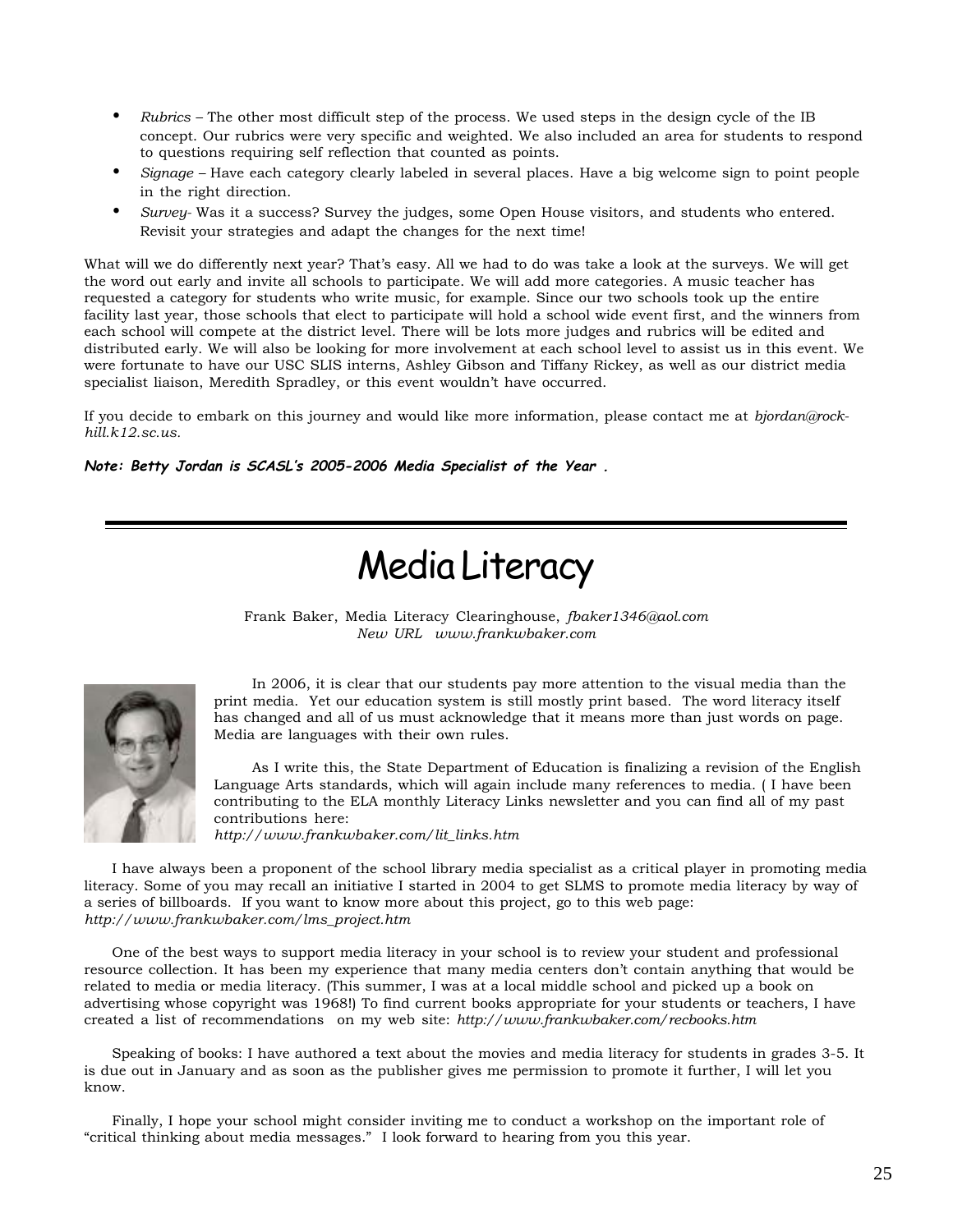- *Rubrics* – The other most difficult step of the process. We used steps in the design cycle of the IB concept. Our rubrics were very specific and weighted. We also included an area for students to respond to questions requiring self reflection that counted as points.
- *Signage* – Have each category clearly labeled in several places. Have a big welcome sign to point people in the right direction.
- *Survey-* Was it a success? Survey the judges, some Open House visitors, and students who entered. Revisit your strategies and adapt the changes for the next time!

What will we do differently next year? That's easy. All we had to do was take a look at the surveys. We will get the word out early and invite all schools to participate. We will add more categories. A music teacher has requested a category for students who write music, for example. Since our two schools took up the entire facility last year, those schools that elect to participate will hold a school wide event first, and the winners from each school will compete at the district level. There will be lots more judges and rubrics will be edited and distributed early. We will also be looking for more involvement at each school level to assist us in this event. We were fortunate to have our USC SLIS interns, Ashley Gibson and Tiffany Rickey, as well as our district media specialist liaison, Meredith Spradley, or this event wouldn't have occurred.

If you decide to embark on this journey and would like more information, please contact me at *bjordan@rock-hill.k12.sc.us.*

***Note: Betty Jordan is SCASL's 2005-2006 Media Specialist of the Year .***

---

# Media Literacy

Frank Baker, Media Literacy Clearinghouse, *fbaker1346@aol.com*
*New URL www.frankwbaker.com*

In 2006, it is clear that our students pay more attention to the visual media than the print media. Yet our education system is still mostly print based. The word literacy itself has changed and all of us must acknowledge that it means more than just words on page. Media are languages with their own rules.

As I write this, the State Department of Education is finalizing a revision of the English Language Arts standards, which will again include many references to media. ( I have been contributing to the ELA monthly Literacy Links newsletter and you can find all of my past contributions here: *http://www.frankwbaker.com/lit_links.htm*

I have always been a proponent of the school library media specialist as a critical player in promoting media literacy. Some of you may recall an initiative I started in 2004 to get SLMS to promote media literacy by way of a series of billboards. If you want to know more about this project, go to this web page: *http://www.frankwbaker.com/lms_project.htm*

One of the best ways to support media literacy in your school is to review your student and professional resource collection. It has been my experience that many media centers don't contain anything that would be related to media or media literacy. (This summer, I was at a local middle school and picked up a book on advertising whose copyright was 1968!) To find current books appropriate for your students or teachers, I have created a list of recommendations on my web site: *http://www.frankwbaker.com/recbooks.htm*

Speaking of books: I have authored a text about the movies and media literacy for students in grades 3-5. It is due out in January and as soon as the publisher gives me permission to promote it further, I will let you know.

Finally, I hope your school might consider inviting me to conduct a workshop on the important role of "critical thinking about media messages." I look forward to hearing from you this year.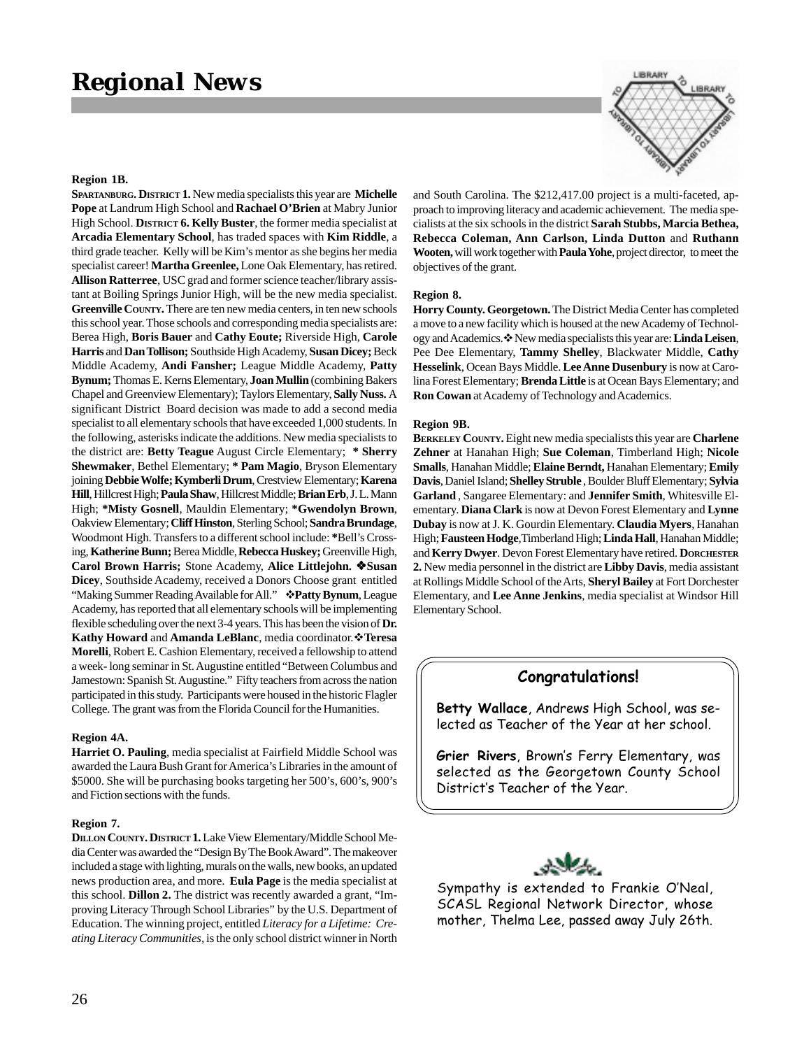# Regional News

**Region 1B.**

**SPARTANBURG. DISTRICT 1.** New media specialists this year are **Michelle Pope** at Landrum High School and **Rachael O'Brien** at Mabry Junior High School. **DISTRICT 6. Kelly Buster**, the former media specialist at **Arcadia Elementary School**, has traded spaces with **Kim Riddle**, a third grade teacher. Kelly will be Kim's mentor as she begins her media specialist career! **Martha Greenlee,** Lone Oak Elementary, has retired. **Allison Ratterree**, USC grad and former science teacher/library assistant at Boiling Springs Junior High, will be the new media specialist. **Greenville COUNTY.** There are ten new media centers, in ten new schools this school year. Those schools and corresponding media specialists are: Berea High, **Boris Bauer** and **Cathy Eoute;** Riverside High, **Carole Harris** and **Dan Tollison;** Southside High Academy, **Susan Dicey;** Beck Middle Academy, **Andi Fansher;** League Middle Academy, **Patty Bynum;** Thomas E. Kerns Elementary, **Joan Mullin** (combining Bakers Chapel and Greenview Elementary); Taylors Elementary, **Sally Nuss.** A significant District Board decision was made to add a second media specialist to all elementary schools that have exceeded 1,000 students. In the following, asterisks indicate the additions. New media specialists to the district are: **Betty Teague** August Circle Elementary; **\* Sherry Shewmaker**, Bethel Elementary; **\* Pam Magio**, Bryson Elementary joining **Debbie Wolfe; Kymberli Drum**, Crestview Elementary; **Karena Hill**, Hillcrest High; **Paula Shaw**, Hillcrest Middle; **Brian Erb**, J. L. Mann High; **\*Misty Gosnell**, Mauldin Elementary; **\*Gwendolyn Brown**, Oakview Elementary; **Cliff Hinston**, Sterling School; **Sandra Brundage**, Woodmont High. Transfers to a different school include: **\***Bell's Crossing, **Katherine Bunn;** Berea Middle, **Rebecca Huskey;** Greenville High, **Carol Brown Harris;** Stone Academy, **Alice Littlejohn.** ❖**Susan Dicey**, Southside Academy, received a Donors Choose grant entitled "Making Summer Reading Available for All." ❖**Patty Bynum**, League Academy, has reported that all elementary schools will be implementing flexible scheduling over the next 3-4 years. This has been the vision of **Dr. Kathy Howard** and **Amanda LeBlanc**, media coordinator.❖**Teresa Morelli**, Robert E. Cashion Elementary, received a fellowship to attend a week- long seminar in St. Augustine entitled "Between Columbus and Jamestown: Spanish St. Augustine." Fifty teachers from across the nation participated in this study. Participants were housed in the historic Flagler College. The grant was from the Florida Council for the Humanities.

**Region 4A.**

**Harriet O. Pauling**, media specialist at Fairfield Middle School was awarded the Laura Bush Grant for America's Libraries in the amount of $5000. She will be purchasing books targeting her 500's, 600's, 900's and Fiction sections with the funds.

**Region 7.**

**DILLON COUNTY. DISTRICT 1.** Lake View Elementary/Middle School Media Center was awarded the "Design By The Book Award". The makeover included a stage with lighting, murals on the walls, new books, an updated news production area, and more. **Eula Page** is the media specialist at this school. **Dillon 2.** The district was recently awarded a grant, "Improving Literacy Through School Libraries" by the U.S. Department of Education. The winning project, entitled *Literacy for a Lifetime: Creating Literacy Communities*, is the only school district winner in North and South Carolina. The $212,417.00 project is a multi-faceted, approach to improving literacy and academic achievement. The media specialists at the six schools in the district **Sarah Stubbs, Marcia Bethea, Rebecca Coleman, Ann Carlson, Linda Dutton** and **Ruthann Wooten,** will work together with **Paula Yohe**, project director, to meet the objectives of the grant.

**Region 8.**

**Horry County. Georgetown.** The District Media Center has completed a move to a new facility which is housed at the new Academy of Technology and Academics.❖ New media specialists this year are: **Linda Leisen**, Pee Dee Elementary, **Tammy Shelley**, Blackwater Middle, **Cathy Hesselink**, Ocean Bays Middle. **Lee Anne Dusenbury** is now at Carolina Forest Elementary; **Brenda Little** is at Ocean Bays Elementary; and **Ron Cowan** at Academy of Technology and Academics.

**Region 9B.**

**BERKELEY COUNTY.** Eight new media specialists this year are **Charlene Zehner** at Hanahan High; **Sue Coleman**, Timberland High; **Nicole Smalls**, Hanahan Middle; **Elaine Berndt,** Hanahan Elementary; **Emily Davis**, Daniel Island; **Shelley Struble** , Boulder Bluff Elementary; **Sylvia Garland** , Sangaree Elementary: and **Jennifer Smith**, Whitesville Elementary. **Diana Clark** is now at Devon Forest Elementary and **Lynne Dubay** is now at J. K. Gourdin Elementary. **Claudia Myers**, Hanahan High; **Fausteen Hodge**,Timberland High; **Linda Hall**, Hanahan Middle; and **Kerry Dwyer**. Devon Forest Elementary have retired. **DORCHESTER 2.** New media personnel in the district are **Libby Davis**, media assistant at Rollings Middle School of the Arts, **Sheryl Bailey** at Fort Dorchester Elementary, and **Lee Anne Jenkins**, media specialist at Windsor Hill Elementary School.

**Congratulations!**

**Betty Wallace**, Andrews High School, was selected as Teacher of the Year at her school.

**Grier Rivers**, Brown's Ferry Elementary, was selected as the Georgetown County School District's Teacher of the Year.

Sympathy is extended to Frankie O'Neal, SCASL Regional Network Director, whose mother, Thelma Lee, passed away July 26th.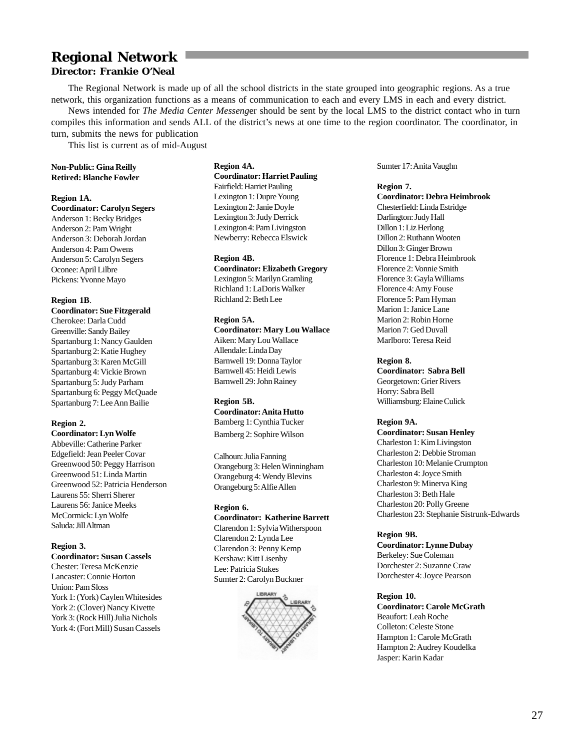## Regional Network

**Director: Frankie O'Neal**

The Regional Network is made up of all the school districts in the state grouped into geographic regions. As a true network, this organization functions as a means of communication to each and every LMS in each and every district.

News intended for *The Media Center Messenger* should be sent by the local LMS to the district contact who in turn compiles this information and sends ALL of the district's news at one time to the region coordinator. The coordinator, in turn, submits the news for publication

This list is current as of mid-August

**Non-Public: Gina Reilly**
**Retired: Blanche Fowler**

**Region 1A.**
**Coordinator: Carolyn Segers**
Anderson 1: Becky Bridges
Anderson 2: Pam Wright
Anderson 3: Deborah Jordan
Anderson 4: Pam Owens
Anderson 5: Carolyn Segers
Oconee: April Lilbre
Pickens: Yvonne Mayo

**Region 1B**.
**Coordinator: Sue Fitzgerald**
Cherokee: Darla Cudd
Greenville: Sandy Bailey
Spartanburg 1: Nancy Gaulden
Spartanburg 2: Katie Hughey
Spartanburg 3: Karen McGill
Spartanburg 4: Vickie Brown
Spartanburg 5: Judy Parham
Spartanburg 6: Peggy McQuade
Spartanburg 7: Lee Ann Bailie

**Region 2.**
**Coordinator: Lyn Wolfe**
Abbeville: Catherine Parker
Edgefield: Jean Peeler Covar
Greenwood 50: Peggy Harrison
Greenwood 51: Linda Martin
Greenwood 52: Patricia Henderson
Laurens 55: Sherri Sherer
Laurens 56: Janice Meeks
McCormick: Lyn Wolfe
Saluda: Jill Altman

**Region 3.**
**Coordinator: Susan Cassels**
Chester: Teresa McKenzie
Lancaster: Connie Horton
Union: Pam Sloss
York 1: (York) Caylen Whitesides
York 2: (Clover) Nancy Kivette
York 3: (Rock Hill) Julia Nichols
York 4: (Fort Mill) Susan Cassels

**Region 4A.**
**Coordinator: Harriet Pauling**
Fairfield: Harriet Pauling
Lexington 1: Dupre Young
Lexington 2: Janie Doyle
Lexington 3: Judy Derrick
Lexington 4: Pam Livingston
Newberry: Rebecca Elswick

**Region 4B.**
**Coordinator: Elizabeth Gregory**
Lexington 5: Marilyn Gramling
Richland 1: LaDoris Walker
Richland 2: Beth Lee

**Region 5A.**
**Coordinator: Mary Lou Wallace**
Aiken: Mary Lou Wallace
Allendale: Linda Day
Barnwell 19: Donna Taylor
Barnwell 45: Heidi Lewis
Barnwell 29: John Rainey

**Region 5B.**
**Coordinator: Anita Hutto**
Bamberg 1: Cynthia Tucker
Bamberg 2: Sophire Wilson

Calhoun: Julia Fanning
Orangeburg 3: Helen Winningham
Orangeburg 4: Wendy Blevins
Orangeburg 5: Alfie Allen

**Region 6.**
**Coordinator: Katherine Barrett**
Clarendon 1: Sylvia Witherspoon
Clarendon 2: Lynda Lee
Clarendon 3: Penny Kemp
Kershaw: Kitt Lisenby
Lee: Patricia Stukes
Sumter 2: Carolyn Buckner
Sumter 17: Anita Vaughn

**Region 7.**
**Coordinator: Debra Heimbrook**
Chesterfield: Linda Estridge
Darlington: Judy Hall
Dillon 1: Liz Herlong
Dillon 2: Ruthann Wooten
Dillon 3: Ginger Brown
Florence 1: Debra Heimbrook
Florence 2: Vonnie Smith
Florence 3: Gayla Williams
Florence 4: Amy Fouse
Florence 5: Pam Hyman
Marion 1: Janice Lane
Marion 2: Robin Horne
Marion 7: Ged Duvall
Marlboro: Teresa Reid

**Region 8.**
**Coordinator: Sabra Bell**
Georgetown: Grier Rivers
Horry: Sabra Bell
Williamsburg: Elaine Culick

**Region 9A.**
**Coordinator: Susan Henley**
Charleston 1: Kim Livingston
Charleston 2: Debbie Stroman
Charleston 10: Melanie Crumpton
Charleston 4: Joyce Smith
Charleston 9: Minerva King
Charleston 3: Beth Hale
Charleston 20: Polly Greene
Charleston 23: Stephanie Sistrunk-Edwards

**Region 9B.**
**Coordinator: Lynne Dubay**
Berkeley: Sue Coleman
Dorchester 2: Suzanne Craw
Dorchester 4: Joyce Pearson

**Region 10.**
**Coordinator: Carole McGrath**
Beaufort: Leah Roche
Colleton: Celeste Stone
Hampton 1: Carole McGrath
Hampton 2: Audrey Koudelka
Jasper: Karin Kadar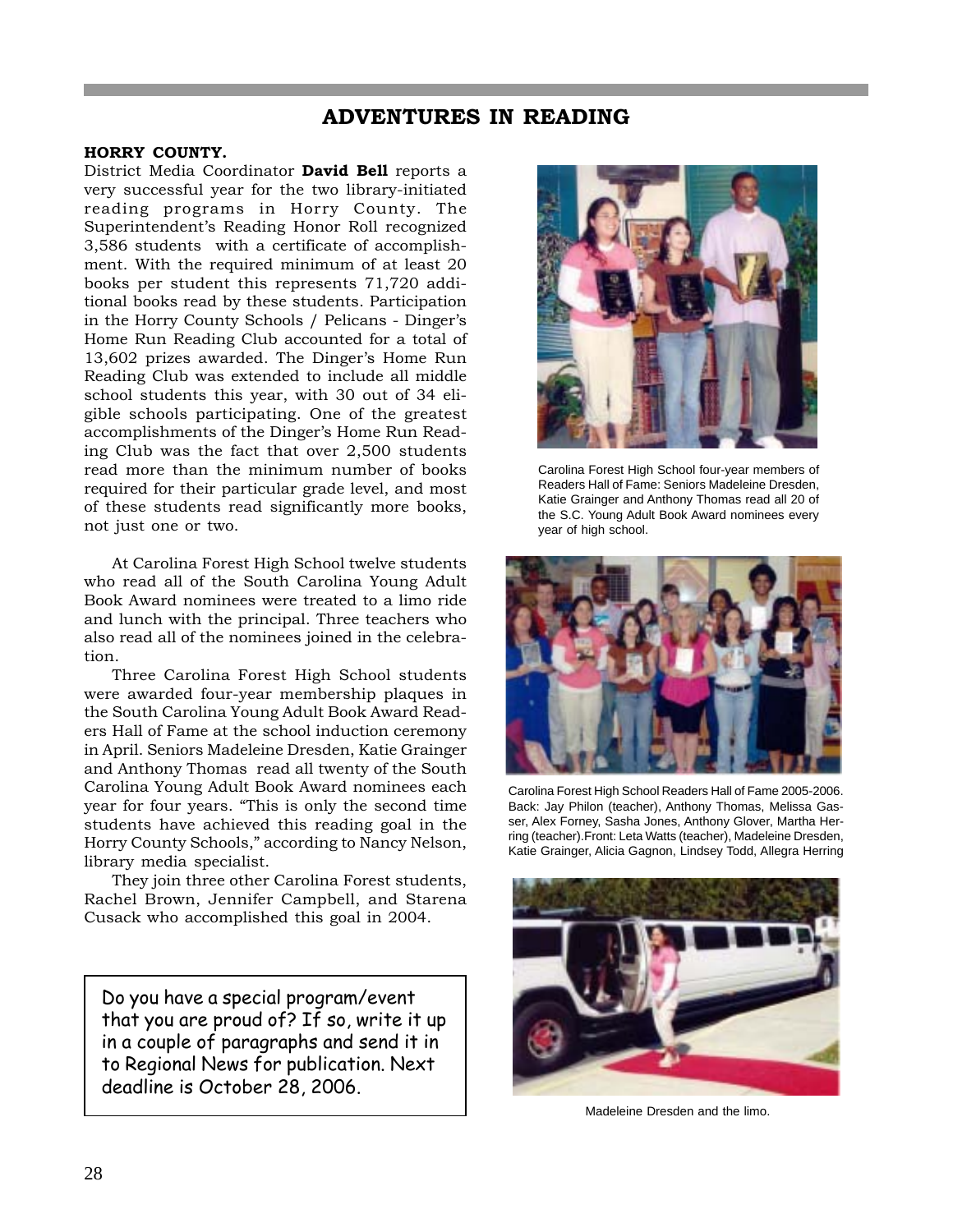## ADVENTURES IN READING

**HORRY COUNTY.**

District Media Coordinator **David Bell** reports a very successful year for the two library-initiated reading programs in Horry County. The Superintendent's Reading Honor Roll recognized 3,586 students with a certificate of accomplishment. With the required minimum of at least 20 books per student this represents 71,720 additional books read by these students. Participation in the Horry County Schools / Pelicans - Dinger's Home Run Reading Club accounted for a total of 13,602 prizes awarded. The Dinger's Home Run Reading Club was extended to include all middle school students this year, with 30 out of 34 eligible schools participating. One of the greatest accomplishments of the Dinger's Home Run Reading Club was the fact that over 2,500 students read more than the minimum number of books required for their particular grade level, and most of these students read significantly more books, not just one or two.

At Carolina Forest High School twelve students who read all of the South Carolina Young Adult Book Award nominees were treated to a limo ride and lunch with the principal. Three teachers who also read all of the nominees joined in the celebration.

Three Carolina Forest High School students were awarded four-year membership plaques in the South Carolina Young Adult Book Award Readers Hall of Fame at the school induction ceremony in April. Seniors Madeleine Dresden, Katie Grainger and Anthony Thomas read all twenty of the South Carolina Young Adult Book Award nominees each year for four years. "This is only the second time students have achieved this reading goal in the Horry County Schools," according to Nancy Nelson, library media specialist.

They join three other Carolina Forest students, Rachel Brown, Jennifer Campbell, and Starena Cusack who accomplished this goal in 2004.

Do you have a special program/event that you are proud of? If so, write it up in a couple of paragraphs and send it in to Regional News for publication. Next deadline is October 28, 2006.

Carolina Forest High School four-year members of Readers Hall of Fame: Seniors Madeleine Dresden, Katie Grainger and Anthony Thomas read all 20 of the S.C. Young Adult Book Award nominees every year of high school.

Carolina Forest High School Readers Hall of Fame 2005-2006. Back: Jay Philon (teacher), Anthony Thomas, Melissa Gasser, Alex Forney, Sasha Jones, Anthony Glover, Martha Herring (teacher).Front: Leta Watts (teacher), Madeleine Dresden, Katie Grainger, Alicia Gagnon, Lindsey Todd, Allegra Herring

Madeleine Dresden and the limo.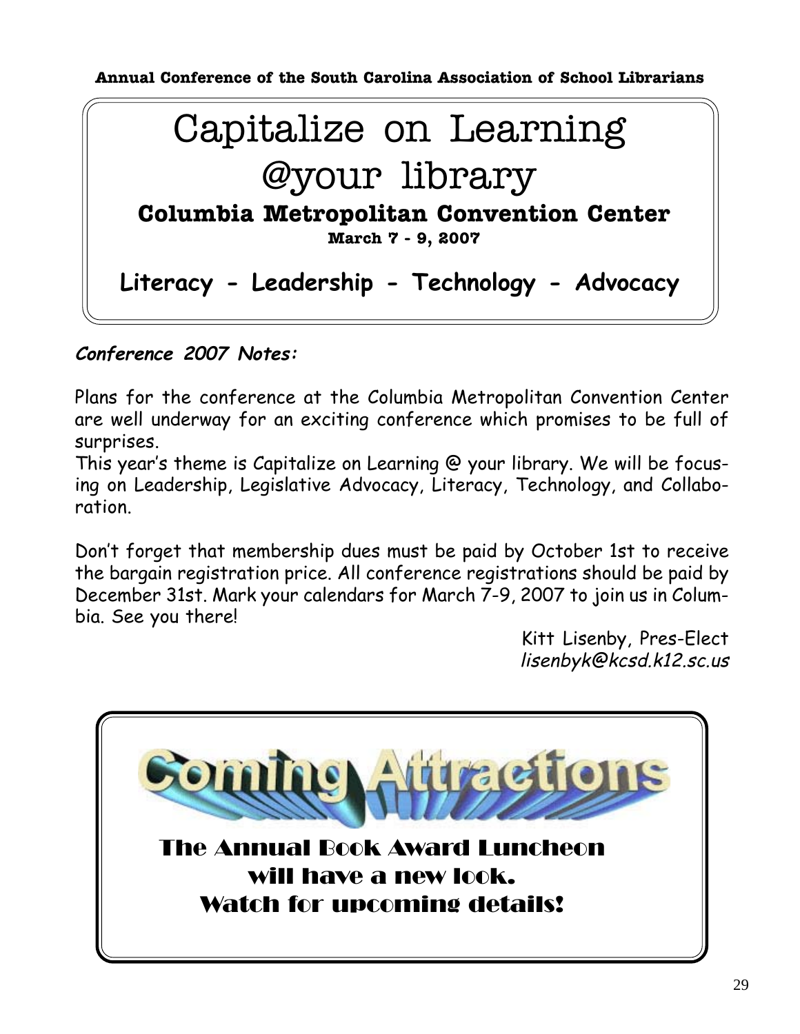**Annual Conference of the South Carolina Association of School Librarians**

# Capitalize on Learning @your library

**Columbia Metropolitan Convention Center**

**March 7 - 9, 2007**

**Literacy - Leadership - Technology - Advocacy**

***Conference 2007 Notes:***

Plans for the conference at the Columbia Metropolitan Convention Center are well underway for an exciting conference which promises to be full of surprises.

This year's theme is Capitalize on Learning @ your library. We will be focusing on Leadership, Legislative Advocacy, Literacy, Technology, and Collaboration.

Don't forget that membership dues must be paid by October 1st to receive the bargain registration price. All conference registrations should be paid by December 31st. Mark your calendars for March 7-9, 2007 to join us in Columbia. See you there!

Kitt Lisenby, Pres-Elect
*lisenbyk@kcsd.k12.sc.us*

## Coming Attractions

The Annual Book Award Luncheon will have a new look. Watch for upcoming details!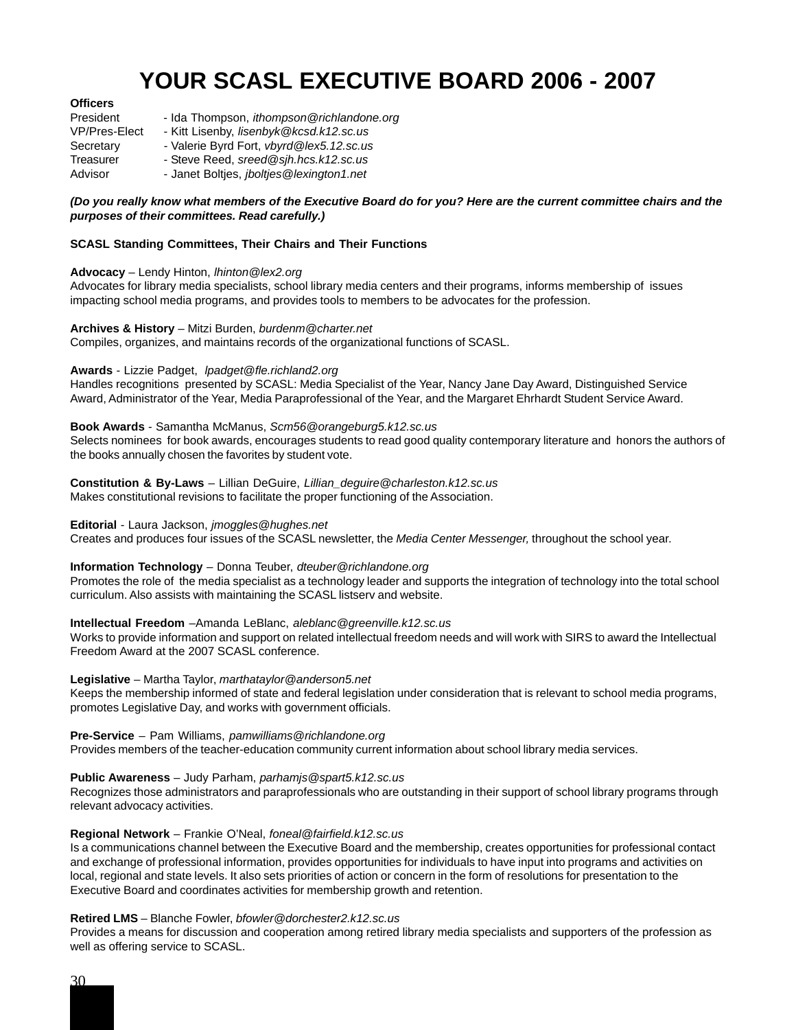# YOUR SCASL EXECUTIVE BOARD 2006 - 2007

**Officers**

| | |
|---|---|
| President | - Ida Thompson, *ithompson@richlandone.org* |
| VP/Pres-Elect | - Kitt Lisenby, *lisenbyk@kcsd.k12.sc.us* |
| Secretary | - Valerie Byrd Fort, *vbyrd@lex5.12.sc.us* |
| Treasurer | - Steve Reed, *sreed@sjh.hcs.k12.sc.us* |
| Advisor | - Janet Boltjes, *jboltjes@lexington1.net* |

***(Do you really know what members of the Executive Board do for you? Here are the current committee chairs and the purposes of their committees. Read carefully.)***

**SCASL Standing Committees, Their Chairs and Their Functions**

**Advocacy** – Lendy Hinton, *lhinton@lex2.org*
Advocates for library media specialists, school library media centers and their programs, informs membership of issues impacting school media programs, and provides tools to members to be advocates for the profession.

**Archives & History** – Mitzi Burden, *burdenm@charter.net*
Compiles, organizes, and maintains records of the organizational functions of SCASL.

**Awards** - Lizzie Padget, *lpadget@fle.richland2.org*
Handles recognitions presented by SCASL: Media Specialist of the Year, Nancy Jane Day Award, Distinguished Service Award, Administrator of the Year, Media Paraprofessional of the Year, and the Margaret Ehrhardt Student Service Award.

**Book Awards** - Samantha McManus, *Scm56@orangeburg5.k12.sc.us*
Selects nominees for book awards, encourages students to read good quality contemporary literature and honors the authors of the books annually chosen the favorites by student vote.

**Constitution & By-Laws** – Lillian DeGuire, *Lillian_deguire@charleston.k12.sc.us*
Makes constitutional revisions to facilitate the proper functioning of the Association.

**Editorial** - Laura Jackson, *jmoggles@hughes.net*
Creates and produces four issues of the SCASL newsletter, the *Media Center Messenger,* throughout the school year.

**Information Technology** – Donna Teuber, *dteuber@richlandone.org*
Promotes the role of the media specialist as a technology leader and supports the integration of technology into the total school curriculum. Also assists with maintaining the SCASL listserv and website.

**Intellectual Freedom** –Amanda LeBlanc, *aleblanc@greenville.k12.sc.us*
Works to provide information and support on related intellectual freedom needs and will work with SIRS to award the Intellectual Freedom Award at the 2007 SCASL conference.

**Legislative** – Martha Taylor, *marthataylor@anderson5.net*
Keeps the membership informed of state and federal legislation under consideration that is relevant to school media programs, promotes Legislative Day, and works with government officials.

**Pre-Service** – Pam Williams, *pamwilliams@richlandone.org*
Provides members of the teacher-education community current information about school library media services.

**Public Awareness** – Judy Parham, *parhamjs@spart5.k12.sc.us*
Recognizes those administrators and paraprofessionals who are outstanding in their support of school library programs through relevant advocacy activities.

**Regional Network** – Frankie O'Neal, *foneal@fairfield.k12.sc.us*
Is a communications channel between the Executive Board and the membership, creates opportunities for professional contact and exchange of professional information, provides opportunities for individuals to have input into programs and activities on local, regional and state levels. It also sets priorities of action or concern in the form of resolutions for presentation to the Executive Board and coordinates activities for membership growth and retention.

**Retired LMS** – Blanche Fowler, *bfowler@dorchester2.k12.sc.us*
Provides a means for discussion and cooperation among retired library media specialists and supporters of the profession as well as offering service to SCASL.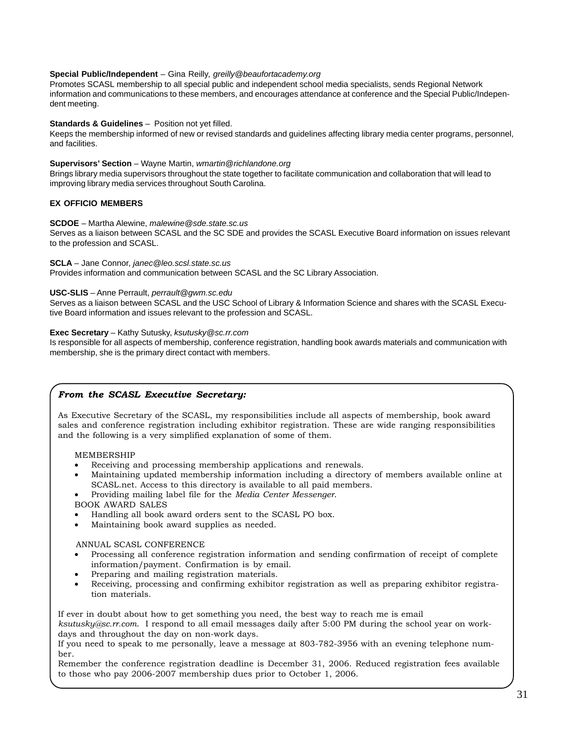**Special Public/Independent** – Gina Reilly, *greilly@beaufortacademy.org*
Promotes SCASL membership to all special public and independent school media specialists, sends Regional Network information and communications to these members, and encourages attendance at conference and the Special Public/Independent meeting.

**Standards & Guidelines** – Position not yet filled.
Keeps the membership informed of new or revised standards and guidelines affecting library media center programs, personnel, and facilities.

**Supervisors' Section** – Wayne Martin, *wmartin@richlandone.org*
Brings library media supervisors throughout the state together to facilitate communication and collaboration that will lead to improving library media services throughout South Carolina.

**EX OFFICIO MEMBERS**

**SCDOE** – Martha Alewine, *malewine@sde.state.sc.us*
Serves as a liaison between SCASL and the SC SDE and provides the SCASL Executive Board information on issues relevant to the profession and SCASL.

**SCLA** – Jane Connor, *janec@leo.scsl.state.sc.us*
Provides information and communication between SCASL and the SC Library Association.

**USC-SLIS** – Anne Perrault, *perrault@gwm.sc.edu*
Serves as a liaison between SCASL and the USC School of Library & Information Science and shares with the SCASL Executive Board information and issues relevant to the profession and SCASL.

**Exec Secretary** – Kathy Sutusky, *ksutusky@sc.rr.com*
Is responsible for all aspects of membership, conference registration, handling book awards materials and communication with membership, she is the primary direct contact with members.

***From the SCASL Executive Secretary:***

As Executive Secretary of the SCASL, my responsibilities include all aspects of membership, book award sales and conference registration including exhibitor registration. These are wide ranging responsibilities and the following is a very simplified explanation of some of them.

MEMBERSHIP

- Receiving and processing membership applications and renewals.
- Maintaining updated membership information including a directory of members available online at SCASL.net. Access to this directory is available to all paid members.
- Providing mailing label file for the *Media Center Messenger*.

BOOK AWARD SALES

- Handling all book award orders sent to the SCASL PO box.
- Maintaining book award supplies as needed.

ANNUAL SCASL CONFERENCE

- Processing all conference registration information and sending confirmation of receipt of complete information/payment. Confirmation is by email.
- Preparing and mailing registration materials.
- Receiving, processing and confirming exhibitor registration as well as preparing exhibitor registration materials.

If ever in doubt about how to get something you need, the best way to reach me is email *ksutusky@sc.rr.com*. I respond to all email messages daily after 5:00 PM during the school year on workdays and throughout the day on non-work days.
If you need to speak to me personally, leave a message at 803-782-3956 with an evening telephone number.
Remember the conference registration deadline is December 31, 2006. Reduced registration fees available to those who pay 2006-2007 membership dues prior to October 1, 2006.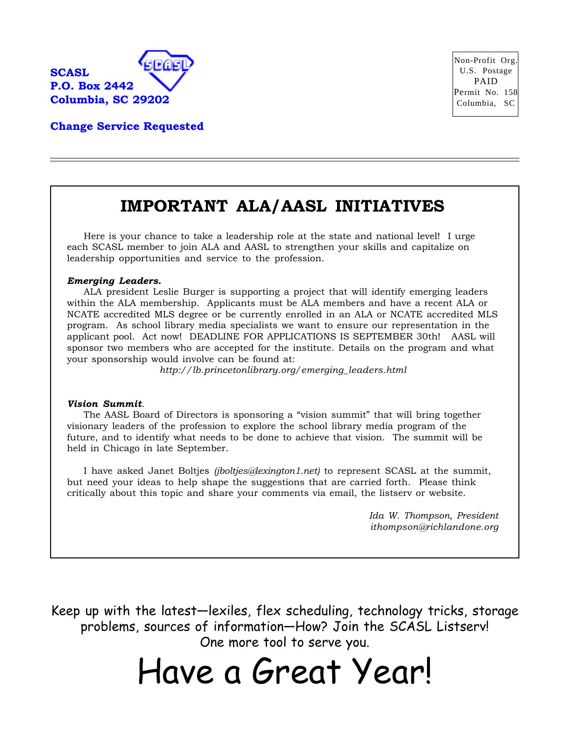**SCASL**
**P.O. Box 2442**
**Columbia, SC 29202**

**Change Service Requested**

Non-Profit Org.
U.S. Postage
PAID
Permit No. 158
Columbia, SC

---

# IMPORTANT ALA/AASL INITIATIVES

Here is your chance to take a leadership role at the state and national level! I urge each SCASL member to join ALA and AASL to strengthen your skills and capitalize on leadership opportunities and service to the profession.

***Emerging Leaders.***

ALA president Leslie Burger is supporting a project that will identify emerging leaders within the ALA membership. Applicants must be ALA members and have a recent ALA or NCATE accredited MLS degree or be currently enrolled in an ALA or NCATE accredited MLS program. As school library media specialists we want to ensure our representation in the applicant pool. Act now! DEADLINE FOR APPLICATIONS IS SEPTEMBER 30th! AASL will sponsor two members who are accepted for the institute. Details on the program and what your sponsorship would involve can be found at:

*http://lb.princetonlibrary.org/emerging_leaders.html*

***Vision Summit***.

The AASL Board of Directors is sponsoring a "vision summit" that will bring together visionary leaders of the profession to explore the school library media program of the future, and to identify what needs to be done to achieve that vision. The summit will be held in Chicago in late September.

I have asked Janet Boltjes *(jboltjes@lexington1.net)* to represent SCASL at the summit, but need your ideas to help shape the suggestions that are carried forth. Please think critically about this topic and share your comments via email, the listserv or website.

*Ida W. Thompson, President*
*ithompson@richlandone.org*

Keep up with the latest—lexiles, flex scheduling, technology tricks, storage problems, sources of information—How? Join the SCASL Listserv! One more tool to serve you.

# Have a Great Year!